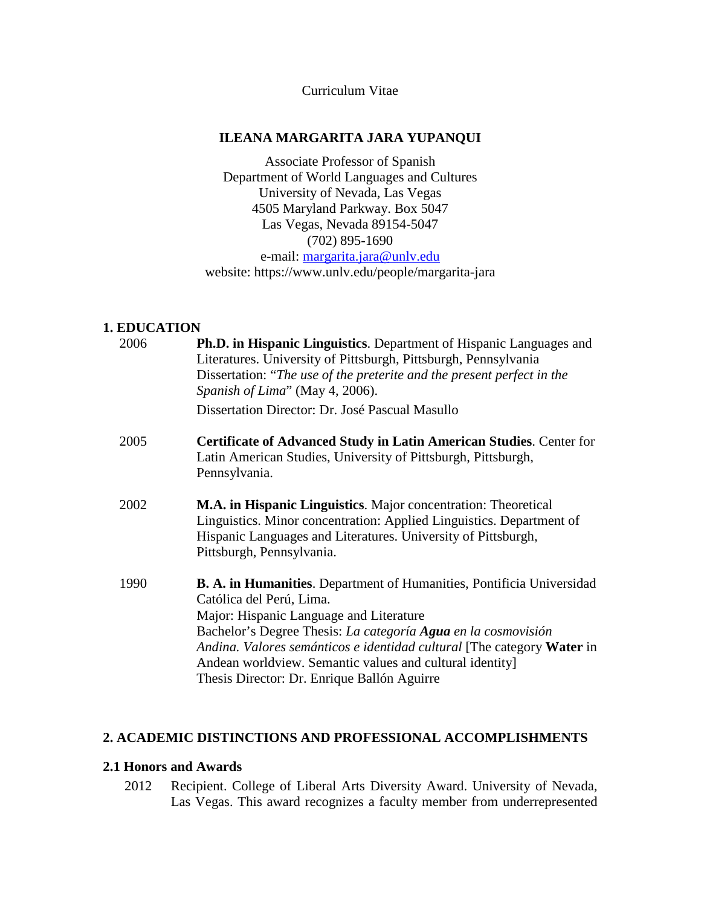Curriculum Vitae

# ILEANA MARGARITA JARA YUPANQUI

Associate Professor of Spanish
Department of World Languages and Cultures
University of Nevada, Las Vegas
4505 Maryland Parkway. Box 5047
Las Vegas, Nevada 89154-5047
(702) 895-1690
e-mail: [margarita.jara@unlv.edu](mailto:margarita.jara@unlv.edu)
website: https://www.unlv.edu/people/margarita-jara

## 1. EDUCATION

2006 **Ph.D. in Hispanic Linguistics**. Department of Hispanic Languages and Literatures. University of Pittsburgh, Pittsburgh, Pennsylvania
Dissertation: "*The use of the preterite and the present perfect in the Spanish of Lima*" (May 4, 2006).
Dissertation Director: Dr. José Pascual Masullo

2005 **Certificate of Advanced Study in Latin American Studies**. Center for Latin American Studies, University of Pittsburgh, Pittsburgh, Pennsylvania.

2002 **M.A. in Hispanic Linguistics**. Major concentration: Theoretical Linguistics. Minor concentration: Applied Linguistics. Department of Hispanic Languages and Literatures. University of Pittsburgh, Pittsburgh, Pennsylvania.

1990 **B. A. in Humanities**. Department of Humanities, Pontificia Universidad Católica del Perú, Lima.
Major: Hispanic Language and Literature
Bachelor's Degree Thesis: *La categoría **Agua** en la cosmovisión Andina. Valores semánticos e identidad cultural* [The category **Water** in Andean worldview. Semantic values and cultural identity]
Thesis Director: Dr. Enrique Ballón Aguirre

## 2. ACADEMIC DISTINCTIONS AND PROFESSIONAL ACCOMPLISHMENTS

### 2.1 Honors and Awards

2012 Recipient. College of Liberal Arts Diversity Award. University of Nevada, Las Vegas. This award recognizes a faculty member from underrepresented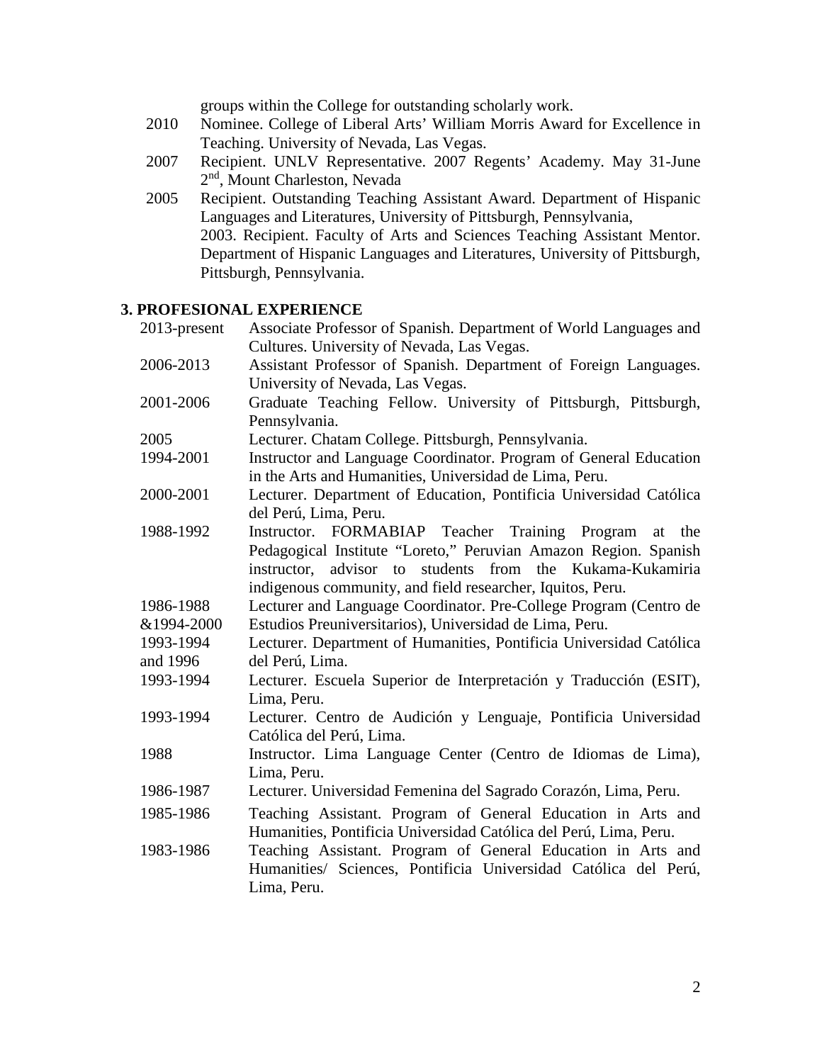groups within the College for outstanding scholarly work.

2010 Nominee. College of Liberal Arts' William Morris Award for Excellence in Teaching. University of Nevada, Las Vegas.

2007 Recipient. UNLV Representative. 2007 Regents' Academy. May 31-June 2nd, Mount Charleston, Nevada

2005 Recipient. Outstanding Teaching Assistant Award. Department of Hispanic Languages and Literatures, University of Pittsburgh, Pennsylvania,
2003. Recipient. Faculty of Arts and Sciences Teaching Assistant Mentor. Department of Hispanic Languages and Literatures, University of Pittsburgh, Pittsburgh, Pennsylvania.

## 3. PROFESIONAL EXPERIENCE

2013-present Associate Professor of Spanish. Department of World Languages and Cultures. University of Nevada, Las Vegas.

2006-2013 Assistant Professor of Spanish. Department of Foreign Languages. University of Nevada, Las Vegas.

2001-2006 Graduate Teaching Fellow. University of Pittsburgh, Pittsburgh, Pennsylvania.

2005 Lecturer. Chatam College. Pittsburgh, Pennsylvania.

1994-2001 Instructor and Language Coordinator. Program of General Education in the Arts and Humanities, Universidad de Lima, Peru.

2000-2001 Lecturer. Department of Education, Pontificia Universidad Católica del Perú, Lima, Peru.

1988-1992 Instructor. FORMABIAP Teacher Training Program at the Pedagogical Institute "Loreto," Peruvian Amazon Region. Spanish instructor, advisor to students from the Kukama-Kukamiria indigenous community, and field researcher, Iquitos, Peru.

1986-1988 &1994-2000 Lecturer and Language Coordinator. Pre-College Program (Centro de Estudios Preuniversitarios), Universidad de Lima, Peru.

1993-1994 and 1996 Lecturer. Department of Humanities, Pontificia Universidad Católica del Perú, Lima.

1993-1994 Lecturer. Escuela Superior de Interpretación y Traducción (ESIT), Lima, Peru.

1993-1994 Lecturer. Centro de Audición y Lenguaje, Pontificia Universidad Católica del Perú, Lima.

1988 Instructor. Lima Language Center (Centro de Idiomas de Lima), Lima, Peru.

1986-1987 Lecturer. Universidad Femenina del Sagrado Corazón, Lima, Peru.

1985-1986 Teaching Assistant. Program of General Education in Arts and Humanities, Pontificia Universidad Católica del Perú, Lima, Peru.

1983-1986 Teaching Assistant. Program of General Education in Arts and Humanities/ Sciences, Pontificia Universidad Católica del Perú, Lima, Peru.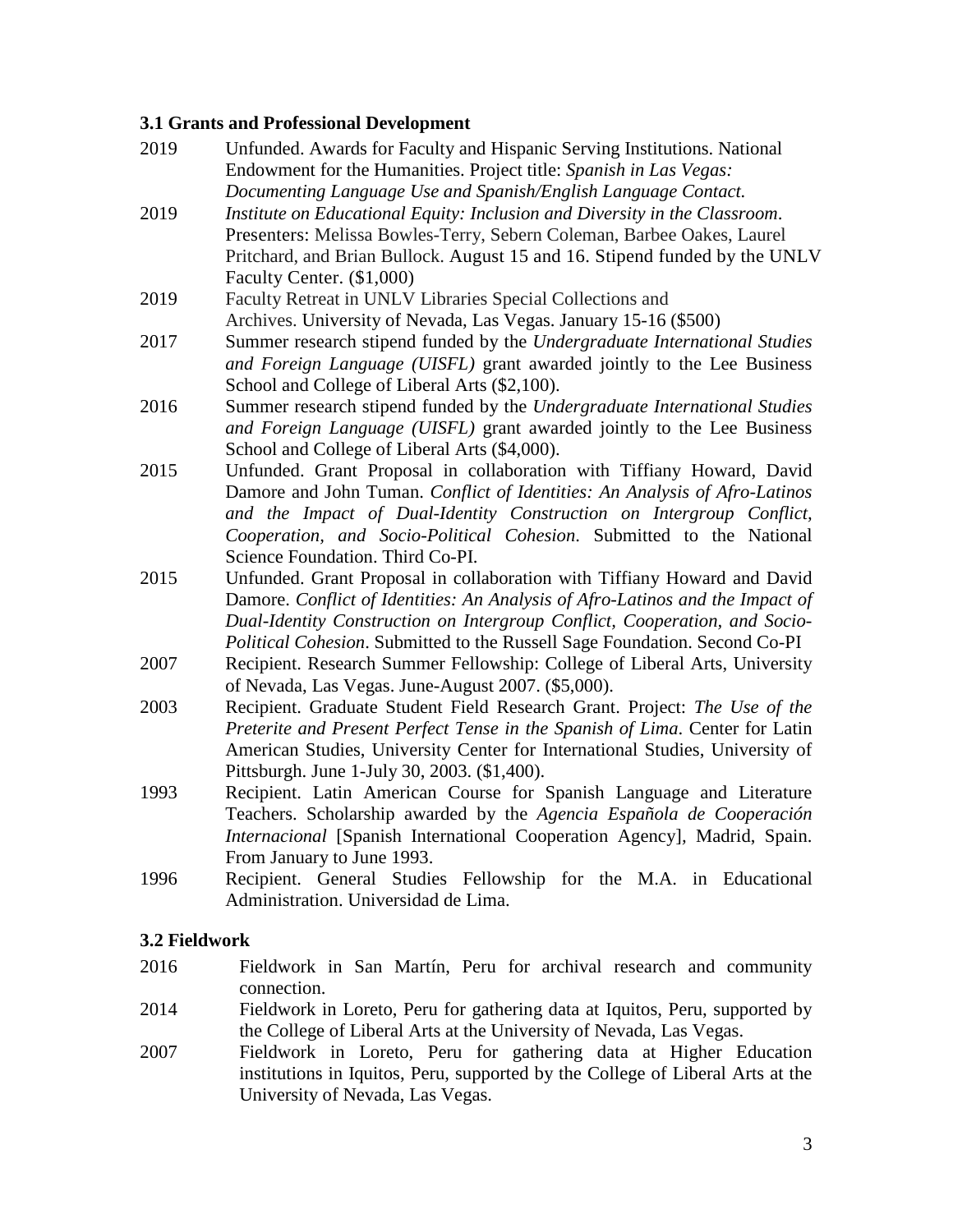### 3.1 Grants and Professional Development

2019 Unfunded. Awards for Faculty and Hispanic Serving Institutions. National Endowment for the Humanities. Project title: *Spanish in Las Vegas: Documenting Language Use and Spanish/English Language Contact.*

2019 *Institute on Educational Equity: Inclusion and Diversity in the Classroom*. Presenters: Melissa Bowles-Terry, Sebern Coleman, Barbee Oakes, Laurel Pritchard, and Brian Bullock. August 15 and 16. Stipend funded by the UNLV Faculty Center. ($1,000)

2019 Faculty Retreat in UNLV Libraries Special Collections and Archives. University of Nevada, Las Vegas. January 15-16 ($500)

2017 Summer research stipend funded by the *Undergraduate International Studies and Foreign Language (UISFL)* grant awarded jointly to the Lee Business School and College of Liberal Arts ($2,100).

2016 Summer research stipend funded by the *Undergraduate International Studies and Foreign Language (UISFL)* grant awarded jointly to the Lee Business School and College of Liberal Arts ($4,000).

2015 Unfunded. Grant Proposal in collaboration with Tiffiany Howard, David Damore and John Tuman. *Conflict of Identities: An Analysis of Afro-Latinos and the Impact of Dual-Identity Construction on Intergroup Conflict, Cooperation, and Socio-Political Cohesion*. Submitted to the National Science Foundation. Third Co-PI.

2015 Unfunded. Grant Proposal in collaboration with Tiffiany Howard and David Damore. *Conflict of Identities: An Analysis of Afro-Latinos and the Impact of Dual-Identity Construction on Intergroup Conflict, Cooperation, and Socio-Political Cohesion*. Submitted to the Russell Sage Foundation. Second Co-PI

2007 Recipient. Research Summer Fellowship: College of Liberal Arts, University of Nevada, Las Vegas. June-August 2007. ($5,000).

2003 Recipient. Graduate Student Field Research Grant. Project: *The Use of the Preterite and Present Perfect Tense in the Spanish of Lima*. Center for Latin American Studies, University Center for International Studies, University of Pittsburgh. June 1-July 30, 2003. ($1,400).

1993 Recipient. Latin American Course for Spanish Language and Literature Teachers. Scholarship awarded by the *Agencia Española de Cooperación Internacional* [Spanish International Cooperation Agency], Madrid, Spain. From January to June 1993.

1996 Recipient. General Studies Fellowship for the M.A. in Educational Administration. Universidad de Lima.

### 3.2 Fieldwork

2016 Fieldwork in San Martín, Peru for archival research and community connection.

2014 Fieldwork in Loreto, Peru for gathering data at Iquitos, Peru, supported by the College of Liberal Arts at the University of Nevada, Las Vegas.

2007 Fieldwork in Loreto, Peru for gathering data at Higher Education institutions in Iquitos, Peru, supported by the College of Liberal Arts at the University of Nevada, Las Vegas.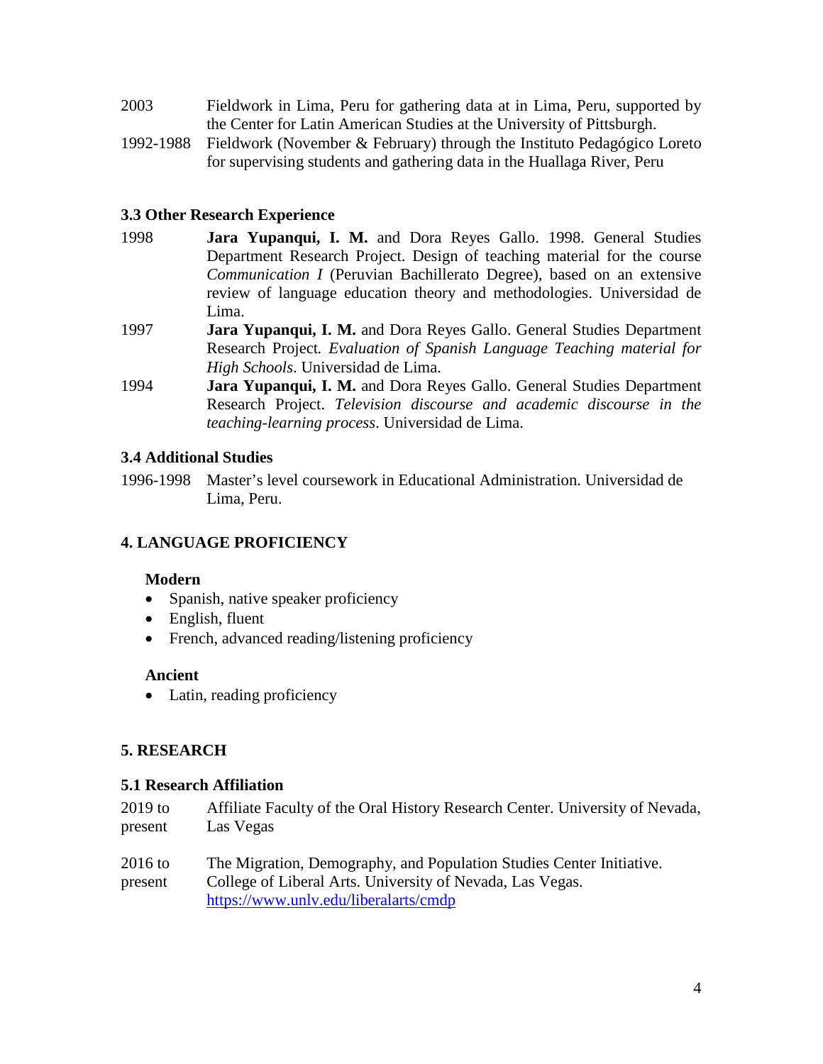2003 Fieldwork in Lima, Peru for gathering data at in Lima, Peru, supported by the Center for Latin American Studies at the University of Pittsburgh.

1992-1988 Fieldwork (November & February) through the Instituto Pedagógico Loreto for supervising students and gathering data in the Huallaga River, Peru

### 3.3 Other Research Experience

1998 **Jara Yupanqui, I. M.** and Dora Reyes Gallo. 1998. General Studies Department Research Project. Design of teaching material for the course *Communication I* (Peruvian Bachillerato Degree), based on an extensive review of language education theory and methodologies. Universidad de Lima.

1997 **Jara Yupanqui, I. M.** and Dora Reyes Gallo. General Studies Department Research Project*. Evaluation of Spanish Language Teaching material for High Schools*. Universidad de Lima.

1994 **Jara Yupanqui, I. M.** and Dora Reyes Gallo. General Studies Department Research Project. *Television discourse and academic discourse in the teaching-learning process*. Universidad de Lima.

### 3.4 Additional Studies

1996-1998 Master's level coursework in Educational Administration. Universidad de Lima, Peru.

## 4. LANGUAGE PROFICIENCY

**Modern**

- Spanish, native speaker proficiency
- English, fluent
- French, advanced reading/listening proficiency

**Ancient**

- Latin, reading proficiency

## 5. RESEARCH

### 5.1 Research Affiliation

2019 to present Affiliate Faculty of the Oral History Research Center. University of Nevada, Las Vegas

2016 to present The Migration, Demography, and Population Studies Center Initiative. College of Liberal Arts. University of Nevada, Las Vegas. https://www.unlv.edu/liberalarts/cmdp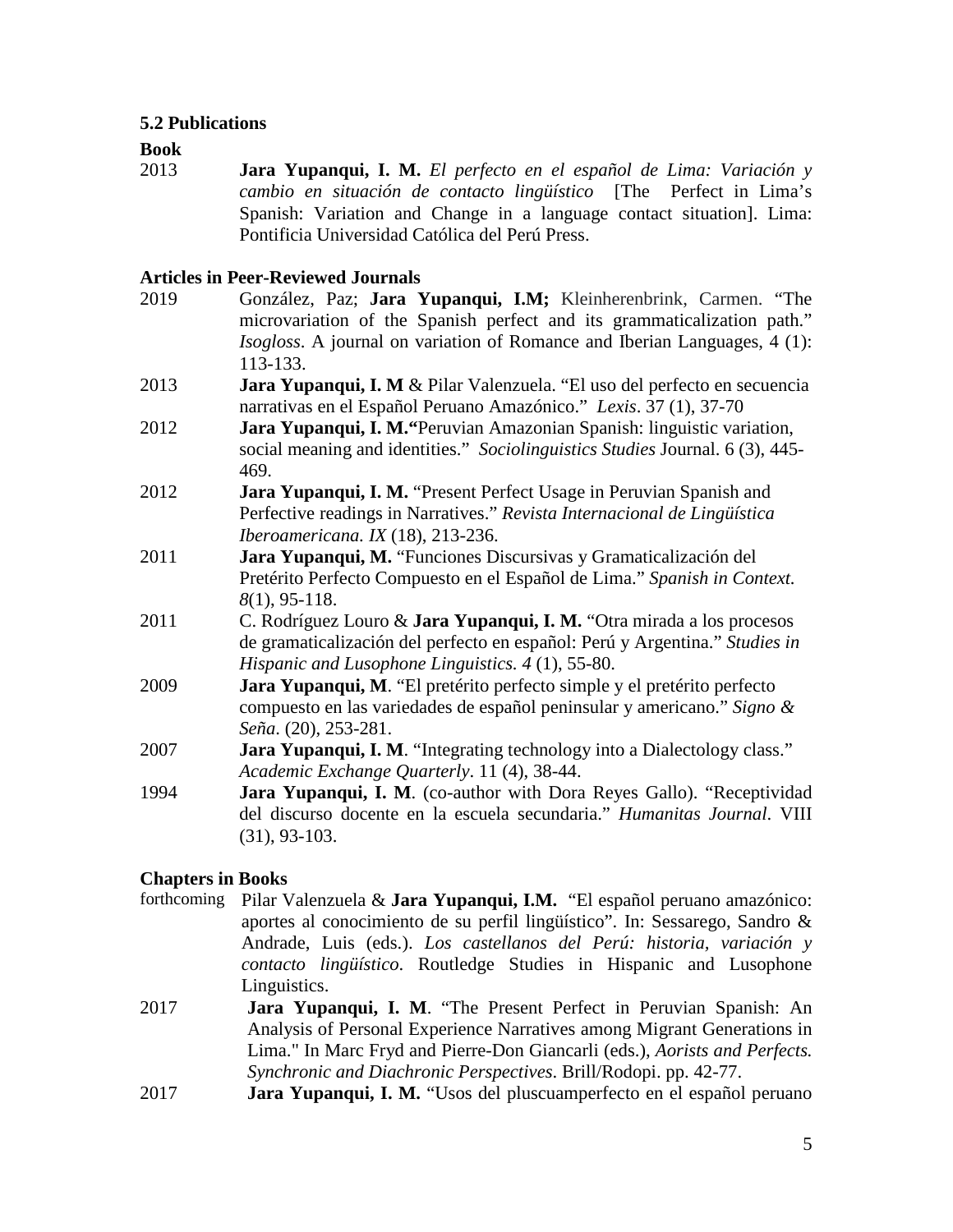### 5.2 Publications

**Book**

2013 **Jara Yupanqui, I. M.** *El perfecto en el español de Lima: Variación y cambio en situación de contacto lingüístico* [The Perfect in Lima's Spanish: Variation and Change in a language contact situation]. Lima: Pontificia Universidad Católica del Perú Press.

**Articles in Peer-Reviewed Journals**

2019 González, Paz; **Jara Yupanqui, I.M;** Kleinherenbrink, Carmen. "The microvariation of the Spanish perfect and its grammaticalization path." *Isogloss*. A journal on variation of Romance and Iberian Languages, 4 (1): 113-133.

2013 **Jara Yupanqui, I. M** & Pilar Valenzuela. "El uso del perfecto en secuencia narrativas en el Español Peruano Amazónico." *Lexis*. 37 (1), 37-70

2012 **Jara Yupanqui, I. M."**Peruvian Amazonian Spanish: linguistic variation, social meaning and identities." *Sociolinguistics Studies* Journal. 6 (3), 445-469.

2012 **Jara Yupanqui, I. M.** "Present Perfect Usage in Peruvian Spanish and Perfective readings in Narratives." *Revista Internacional de Lingüística Iberoamericana. IX* (18), 213-236.

2011 **Jara Yupanqui, M.** "Funciones Discursivas y Gramaticalización del Pretérito Perfecto Compuesto en el Español de Lima." *Spanish in Context. 8*(1), 95-118.

2011 C. Rodríguez Louro & **Jara Yupanqui, I. M.** "Otra mirada a los procesos de gramaticalización del perfecto en español: Perú y Argentina." *Studies in Hispanic and Lusophone Linguistics. 4* (1), 55-80.

2009 **Jara Yupanqui, M**. "El pretérito perfecto simple y el pretérito perfecto compuesto en las variedades de español peninsular y americano." *Signo & Seña*. (20), 253-281.

2007 **Jara Yupanqui, I. M**. "Integrating technology into a Dialectology class." *Academic Exchange Quarterly*. 11 (4), 38-44.

1994 **Jara Yupanqui, I. M**. (co-author with Dora Reyes Gallo). "Receptividad del discurso docente en la escuela secundaria." *Humanitas Journal*. VIII (31), 93-103.

**Chapters in Books**

forthcoming Pilar Valenzuela & **Jara Yupanqui, I.M.** "El español peruano amazónico: aportes al conocimiento de su perfil lingüístico". In: Sessarego, Sandro & Andrade, Luis (eds.). *Los castellanos del Perú: historia, variación y contacto lingüístico*. Routledge Studies in Hispanic and Lusophone Linguistics.

2017 **Jara Yupanqui, I. M**. "The Present Perfect in Peruvian Spanish: An Analysis of Personal Experience Narratives among Migrant Generations in Lima." In Marc Fryd and Pierre-Don Giancarli (eds.), *Aorists and Perfects. Synchronic and Diachronic Perspectives*. Brill/Rodopi. pp. 42-77.

2017 **Jara Yupanqui, I. M.** "Usos del pluscuamperfecto en el español peruano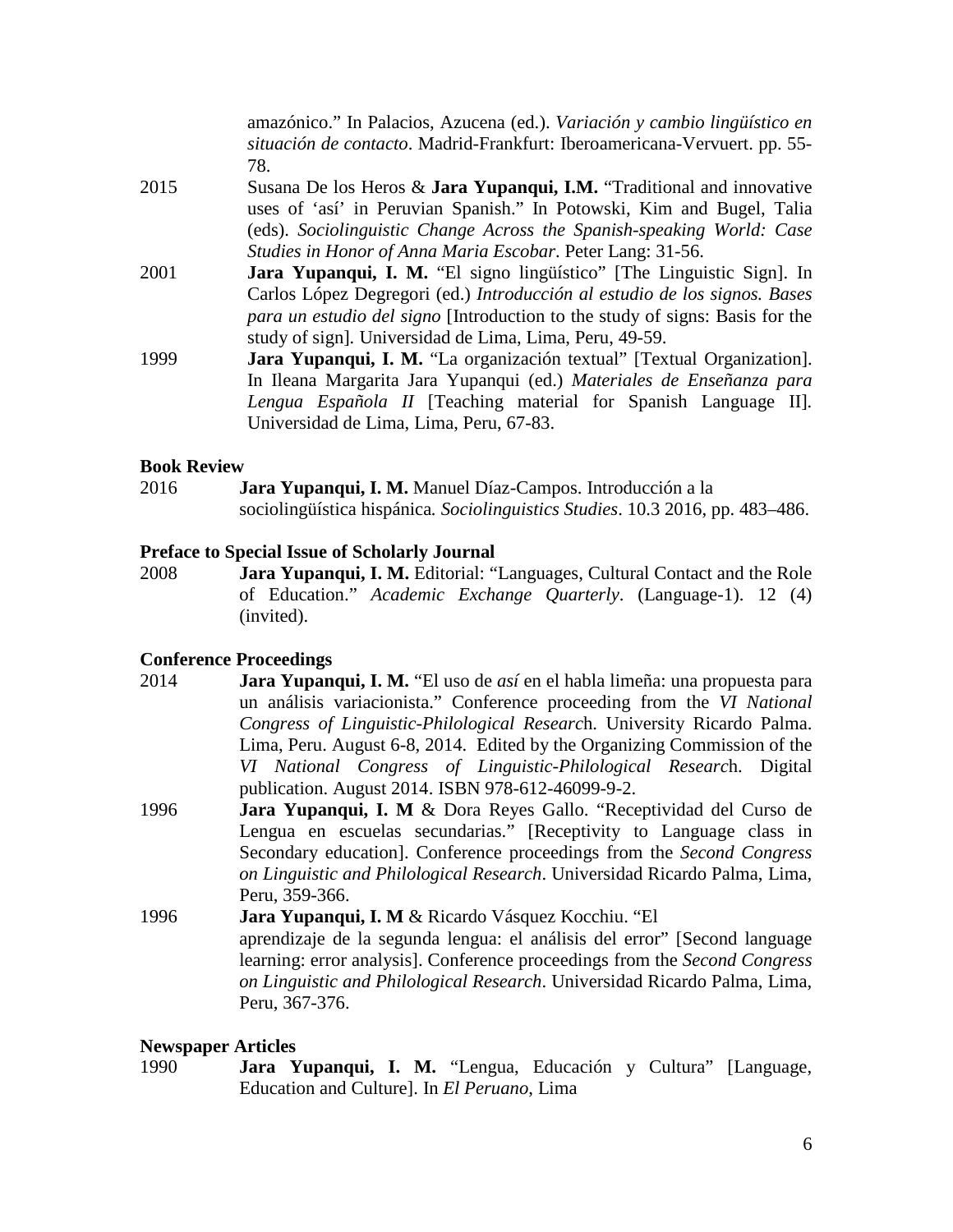amazónico." In Palacios, Azucena (ed.). *Variación y cambio lingüístico en situación de contacto*. Madrid-Frankfurt: Iberoamericana-Vervuert. pp. 55-78.

2015 Susana De los Heros & **Jara Yupanqui, I.M.** "Traditional and innovative uses of 'así' in Peruvian Spanish." In Potowski, Kim and Bugel, Talia (eds). *Sociolinguistic Change Across the Spanish-speaking World: Case Studies in Honor of Anna Maria Escobar*. Peter Lang: 31-56.

2001 **Jara Yupanqui, I. M.** "El signo lingüístico" [The Linguistic Sign]. In Carlos López Degregori (ed.) *Introducción al estudio de los signos. Bases para un estudio del signo* [Introduction to the study of signs: Basis for the study of sign]. Universidad de Lima, Lima, Peru, 49-59.

1999 **Jara Yupanqui, I. M.** "La organización textual" [Textual Organization]. In Ileana Margarita Jara Yupanqui (ed.) *Materiales de Enseñanza para Lengua Española II* [Teaching material for Spanish Language II]. Universidad de Lima, Lima, Peru, 67-83.

**Book Review**

2016 **Jara Yupanqui, I. M.** Manuel Díaz-Campos. Introducción a la sociolingüística hispánica. *Sociolinguistics Studies*. 10.3 2016, pp. 483–486.

**Preface to Special Issue of Scholarly Journal**

2008 **Jara Yupanqui, I. M.** Editorial: "Languages, Cultural Contact and the Role of Education." *Academic Exchange Quarterly*. (Language-1). 12 (4) (invited).

**Conference Proceedings**

2014 **Jara Yupanqui, I. M.** "El uso de *así* en el habla limeña: una propuesta para un análisis variacionista." Conference proceeding from the *VI National Congress of Linguistic-Philological Research*. University Ricardo Palma. Lima, Peru. August 6-8, 2014. Edited by the Organizing Commission of the *VI National Congress of Linguistic-Philological Research*. Digital publication. August 2014. ISBN 978-612-46099-9-2.

1996 **Jara Yupanqui, I. M** & Dora Reyes Gallo. "Receptividad del Curso de Lengua en escuelas secundarias." [Receptivity to Language class in Secondary education]. Conference proceedings from the *Second Congress on Linguistic and Philological Research*. Universidad Ricardo Palma, Lima, Peru, 359-366.

1996 **Jara Yupanqui, I. M** & Ricardo Vásquez Kocchiu. "El aprendizaje de la segunda lengua: el análisis del error" [Second language learning: error analysis]. Conference proceedings from the *Second Congress on Linguistic and Philological Research*. Universidad Ricardo Palma, Lima, Peru, 367-376.

**Newspaper Articles**

1990 **Jara Yupanqui, I. M.** "Lengua, Educación y Cultura" [Language, Education and Culture]. In *El Peruano*, Lima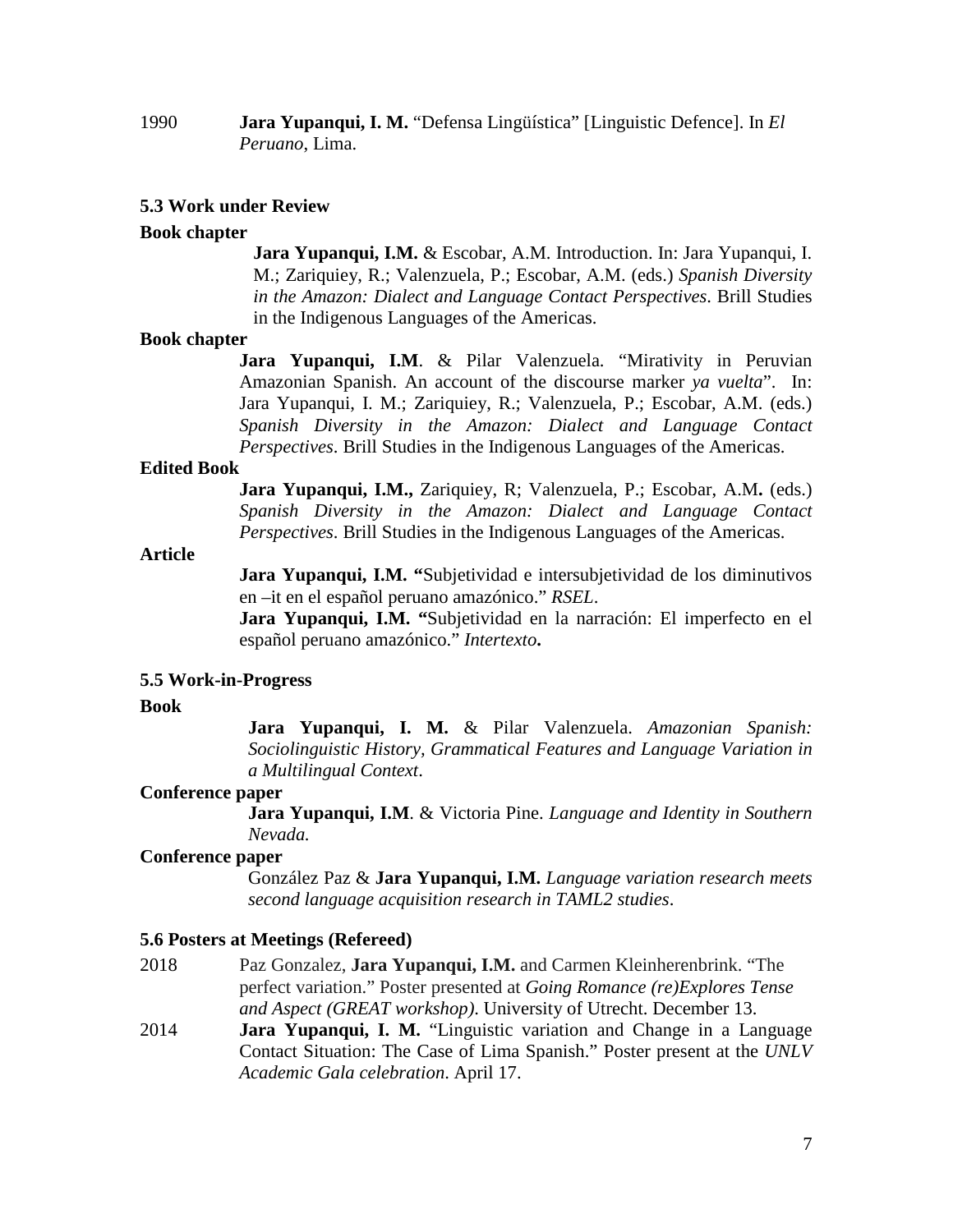1990 **Jara Yupanqui, I. M.** "Defensa Lingüística" [Linguistic Defence]. In *El Peruano*, Lima.

### 5.3 Work under Review

**Book chapter**

**Jara Yupanqui, I.M.** & Escobar, A.M. Introduction. In: Jara Yupanqui, I. M.; Zariquiey, R.; Valenzuela, P.; Escobar, A.M. (eds.) *Spanish Diversity in the Amazon: Dialect and Language Contact Perspectives*. Brill Studies in the Indigenous Languages of the Americas.

**Book chapter**

**Jara Yupanqui, I.M**. & Pilar Valenzuela. "Mirativity in Peruvian Amazonian Spanish. An account of the discourse marker *ya vuelta*". In: Jara Yupanqui, I. M.; Zariquiey, R.; Valenzuela, P.; Escobar, A.M. (eds.) *Spanish Diversity in the Amazon: Dialect and Language Contact Perspectives*. Brill Studies in the Indigenous Languages of the Americas.

**Edited Book**

**Jara Yupanqui, I.M.,** Zariquiey, R; Valenzuela, P.; Escobar, A.M**.** (eds.) *Spanish Diversity in the Amazon: Dialect and Language Contact Perspectives*. Brill Studies in the Indigenous Languages of the Americas.

**Article**

**Jara Yupanqui, I.M. "**Subjetividad e intersubjetividad de los diminutivos en –it en el español peruano amazónico." *RSEL*.

**Jara Yupanqui, I.M. "**Subjetividad en la narración: El imperfecto en el español peruano amazónico." *Intertexto***.**

### 5.5 Work-in-Progress

**Book**

**Jara Yupanqui, I. M.** & Pilar Valenzuela. *Amazonian Spanish: Sociolinguistic History, Grammatical Features and Language Variation in a Multilingual Context*.

**Conference paper**

**Jara Yupanqui, I.M**. & Victoria Pine. *Language and Identity in Southern Nevada.*

**Conference paper**

González Paz & **Jara Yupanqui, I.M.** *Language variation research meets second language acquisition research in TAML2 studies*.

### 5.6 Posters at Meetings (Refereed)

2018 Paz Gonzalez, **Jara Yupanqui, I.M.** and Carmen Kleinherenbrink. "The perfect variation." Poster presented at *Going Romance (re)Explores Tense and Aspect (GREAT workshop)*. University of Utrecht. December 13.

2014 **Jara Yupanqui, I. M.** "Linguistic variation and Change in a Language Contact Situation: The Case of Lima Spanish." Poster present at the *UNLV Academic Gala celebration*. April 17.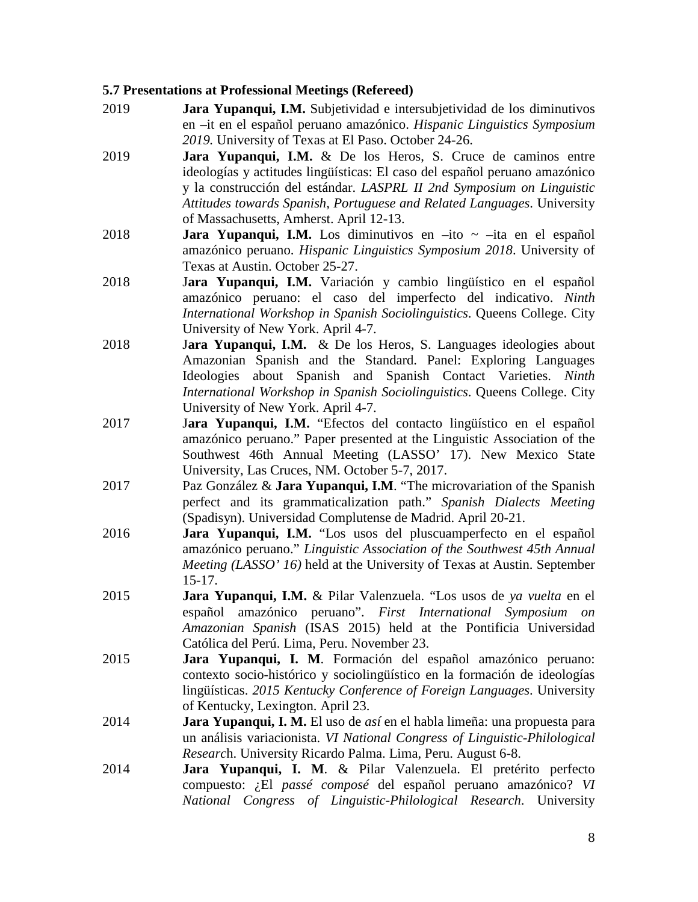### 5.7 Presentations at Professional Meetings (Refereed)

2019 **Jara Yupanqui, I.M.** Subjetividad e intersubjetividad de los diminutivos en –it en el español peruano amazónico. *Hispanic Linguistics Symposium 2019.* University of Texas at El Paso. October 24-26.

2019 **Jara Yupanqui, I.M.** & De los Heros, S. Cruce de caminos entre ideologías y actitudes lingüísticas: El caso del español peruano amazónico y la construcción del estándar. *LASPRL II 2nd Symposium on Linguistic Attitudes towards Spanish, Portuguese and Related Languages*. University of Massachusetts, Amherst. April 12-13.

2018 **Jara Yupanqui, I.M.** Los diminutivos en –ito ~ –ita en el español amazónico peruano. *Hispanic Linguistics Symposium 2018*. University of Texas at Austin. October 25-27.

2018 J**ara Yupanqui, I.M.** Variación y cambio lingüístico en el español amazónico peruano: el caso del imperfecto del indicativo. *Ninth International Workshop in Spanish Sociolinguistics*. Queens College. City University of New York. April 4-7.

2018 J**ara Yupanqui, I.M.** & De los Heros, S. Languages ideologies about Amazonian Spanish and the Standard. Panel: Exploring Languages Ideologies about Spanish and Spanish Contact Varieties. *Ninth International Workshop in Spanish Sociolinguistics*. Queens College. City University of New York. April 4-7.

2017 J**ara Yupanqui, I.M.** "Efectos del contacto lingüístico en el español amazónico peruano." Paper presented at the Linguistic Association of the Southwest 46th Annual Meeting (LASSO' 17). New Mexico State University, Las Cruces, NM. October 5-7, 2017.

2017 Paz González & **Jara Yupanqui, I.M**. "The microvariation of the Spanish perfect and its grammaticalization path." *Spanish Dialects Meeting* (Spadisyn). Universidad Complutense de Madrid. April 20-21.

2016 **Jara Yupanqui, I.M.** "Los usos del pluscuamperfecto en el español amazónico peruano." *Linguistic Association of the Southwest 45th Annual Meeting (LASSO' 16)* held at the University of Texas at Austin. September 15-17.

2015 **Jara Yupanqui, I.M.** & Pilar Valenzuela. "Los usos de *ya vuelta* en el español amazónico peruano". *First International Symposium on Amazonian Spanish* (ISAS 2015) held at the Pontificia Universidad Católica del Perú. Lima, Peru. November 23.

2015 **Jara Yupanqui, I. M**. Formación del español amazónico peruano: contexto socio-histórico y sociolingüístico en la formación de ideologías lingüísticas. *2015 Kentucky Conference of Foreign Languages*. University of Kentucky, Lexington. April 23.

2014 **Jara Yupanqui, I. M.** El uso de *así* en el habla limeña: una propuesta para un análisis variacionista. *VI National Congress of Linguistic-Philological Research*. University Ricardo Palma. Lima, Peru. August 6-8.

2014 **Jara Yupanqui, I. M**. & Pilar Valenzuela. El pretérito perfecto compuesto: ¿El *passé composé* del español peruano amazónico? *VI National Congress of Linguistic-Philological Research*. University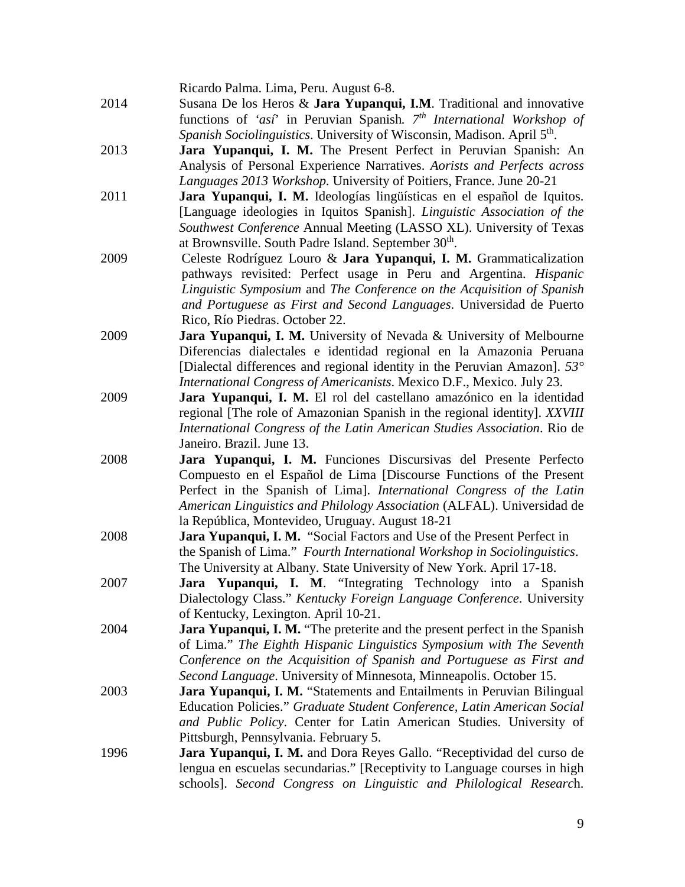Ricardo Palma. Lima, Peru. August 6-8.

2014 Susana De los Heros & **Jara Yupanqui, I.M**. Traditional and innovative functions of '*así*' in Peruvian Spanish*. 7th International Workshop of Spanish Sociolinguistics*. University of Wisconsin, Madison. April 5th.

2013 **Jara Yupanqui, I. M.** The Present Perfect in Peruvian Spanish: An Analysis of Personal Experience Narratives. *Aorists and Perfects across Languages 2013 Workshop.* University of Poitiers, France. June 20-21

2011 **Jara Yupanqui, I. M.** Ideologías lingüísticas en el español de Iquitos. [Language ideologies in Iquitos Spanish]. *Linguistic Association of the Southwest Conference* Annual Meeting (LASSO XL). University of Texas at Brownsville. South Padre Island. September 30th.

2009 Celeste Rodríguez Louro & **Jara Yupanqui, I. M.** Grammaticalization pathways revisited: Perfect usage in Peru and Argentina. *Hispanic Linguistic Symposium* and *The Conference on the Acquisition of Spanish and Portuguese as First and Second Languages*. Universidad de Puerto Rico, Río Piedras. October 22.

2009 **Jara Yupanqui, I. M.** University of Nevada & University of Melbourne Diferencias dialectales e identidad regional en la Amazonia Peruana [Dialectal differences and regional identity in the Peruvian Amazon]. *53° International Congress of Americanists*. Mexico D.F., Mexico. July 23.

2009 **Jara Yupanqui, I. M.** El rol del castellano amazónico en la identidad regional [The role of Amazonian Spanish in the regional identity]. *XXVIII International Congress of the Latin American Studies Association*. Rio de Janeiro. Brazil. June 13.

2008 **Jara Yupanqui, I. M.** Funciones Discursivas del Presente Perfecto Compuesto en el Español de Lima [Discourse Functions of the Present Perfect in the Spanish of Lima]. *International Congress of the Latin American Linguistics and Philology Association* (ALFAL). Universidad de la República, Montevideo, Uruguay. August 18-21

2008 **Jara Yupanqui, I. M.** "Social Factors and Use of the Present Perfect in the Spanish of Lima." *Fourth International Workshop in Sociolinguistics*. The University at Albany. State University of New York. April 17-18.

2007 **Jara Yupanqui, I. M**. "Integrating Technology into a Spanish Dialectology Class." *Kentucky Foreign Language Conference*. University of Kentucky, Lexington. April 10-21.

2004 **Jara Yupanqui, I. M.** "The preterite and the present perfect in the Spanish of Lima." *The Eighth Hispanic Linguistics Symposium with The Seventh Conference on the Acquisition of Spanish and Portuguese as First and Second Language*. University of Minnesota, Minneapolis. October 15.

2003 **Jara Yupanqui, I. M.** "Statements and Entailments in Peruvian Bilingual Education Policies." *Graduate Student Conference, Latin American Social and Public Policy*. Center for Latin American Studies. University of Pittsburgh, Pennsylvania. February 5.

1996 **Jara Yupanqui, I. M.** and Dora Reyes Gallo. "Receptividad del curso de lengua en escuelas secundarias." [Receptivity to Language courses in high schools]. *Second Congress on Linguistic and Philological Research*.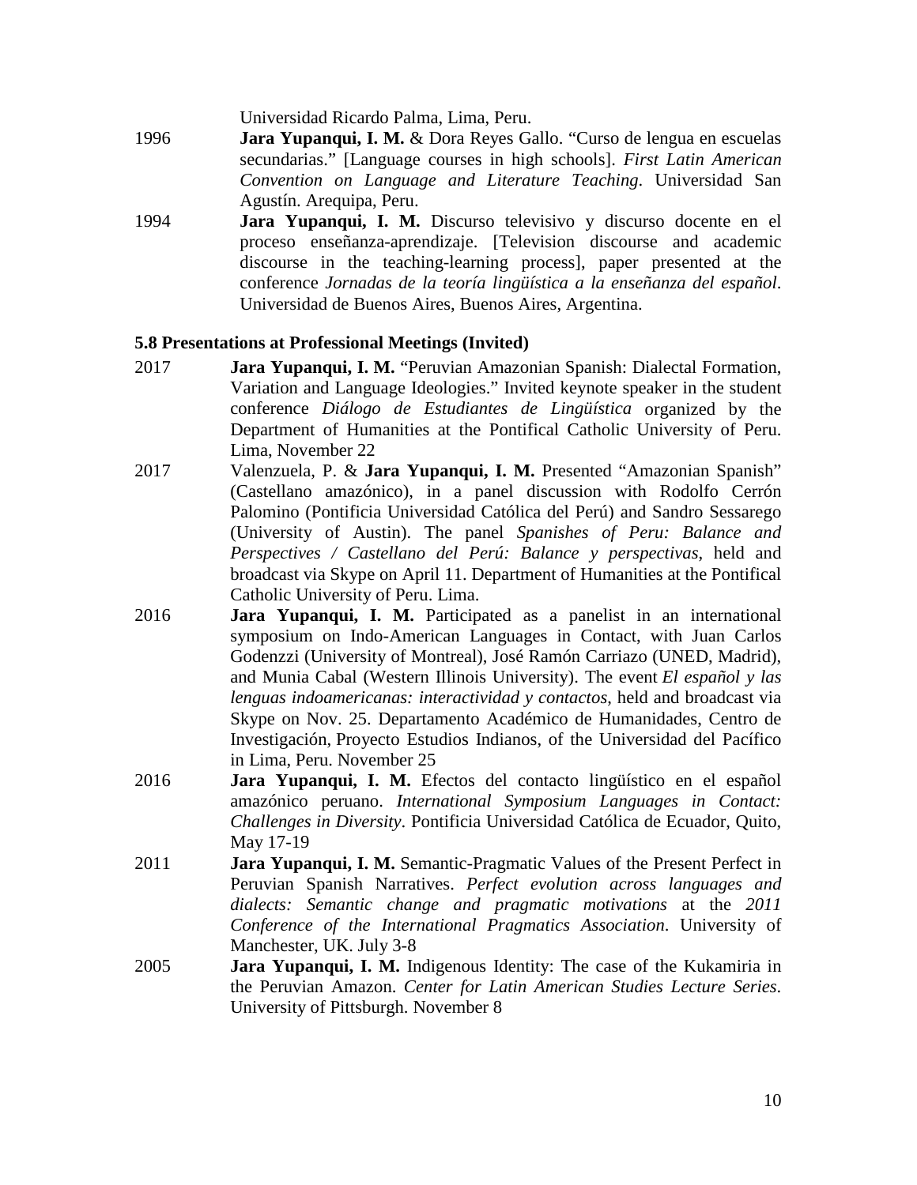Universidad Ricardo Palma, Lima, Peru.

1996 **Jara Yupanqui, I. M.** & Dora Reyes Gallo. "Curso de lengua en escuelas secundarias." [Language courses in high schools]. *First Latin American Convention on Language and Literature Teaching*. Universidad San Agustín. Arequipa, Peru.

1994 **Jara Yupanqui, I. M.** Discurso televisivo y discurso docente en el proceso enseñanza-aprendizaje. [Television discourse and academic discourse in the teaching-learning process], paper presented at the conference *Jornadas de la teoría lingüística a la enseñanza del español*. Universidad de Buenos Aires, Buenos Aires, Argentina.

**5.8 Presentations at Professional Meetings (Invited)**

2017 **Jara Yupanqui, I. M.** "Peruvian Amazonian Spanish: Dialectal Formation, Variation and Language Ideologies." Invited keynote speaker in the student conference *Diálogo de Estudiantes de Lingüística* organized by the Department of Humanities at the Pontifical Catholic University of Peru. Lima, November 22

2017 Valenzuela, P. & **Jara Yupanqui, I. M.** Presented "Amazonian Spanish" (Castellano amazónico), in a panel discussion with Rodolfo Cerrón Palomino (Pontificia Universidad Católica del Perú) and Sandro Sessarego (University of Austin). The panel *Spanishes of Peru: Balance and Perspectives / Castellano del Perú: Balance y perspectivas*, held and broadcast via Skype on April 11. Department of Humanities at the Pontifical Catholic University of Peru. Lima.

2016 **Jara Yupanqui, I. M.** Participated as a panelist in an international symposium on Indo-American Languages in Contact, with Juan Carlos Godenzzi (University of Montreal), José Ramón Carriazo (UNED, Madrid), and Munia Cabal (Western Illinois University). The event *El español y las lenguas indoamericanas: interactividad y contactos*, held and broadcast via Skype on Nov. 25. Departamento Académico de Humanidades, Centro de Investigación, Proyecto Estudios Indianos, of the Universidad del Pacífico in Lima, Peru. November 25

2016 **Jara Yupanqui, I. M.** Efectos del contacto lingüístico en el español amazónico peruano. *International Symposium Languages in Contact: Challenges in Diversity*. Pontificia Universidad Católica de Ecuador, Quito, May 17-19

2011 **Jara Yupanqui, I. M.** Semantic-Pragmatic Values of the Present Perfect in Peruvian Spanish Narratives. *Perfect evolution across languages and dialects: Semantic change and pragmatic motivations* at the *2011 Conference of the International Pragmatics Association*. University of Manchester, UK. July 3-8

2005 **Jara Yupanqui, I. M.** Indigenous Identity: The case of the Kukamiria in the Peruvian Amazon. *Center for Latin American Studies Lecture Series*. University of Pittsburgh. November 8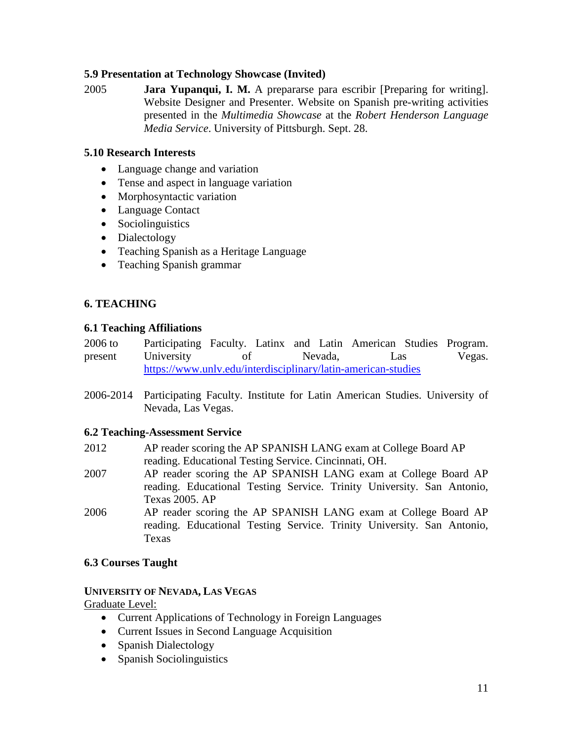### 5.9 Presentation at Technology Showcase (Invited)

2005 **Jara Yupanqui, I. M.** A prepararse para escribir [Preparing for writing]. Website Designer and Presenter. Website on Spanish pre-writing activities presented in the *Multimedia Showcase* at the *Robert Henderson Language Media Service*. University of Pittsburgh. Sept. 28.

### 5.10 Research Interests

- Language change and variation
- Tense and aspect in language variation
- Morphosyntactic variation
- Language Contact
- Sociolinguistics
- Dialectology
- Teaching Spanish as a Heritage Language
- Teaching Spanish grammar

## 6. TEACHING

### 6.1 Teaching Affiliations

2006 to present Participating Faculty. Latinx and Latin American Studies Program. University of Nevada, Las Vegas. https://www.unlv.edu/interdisciplinary/latin-american-studies

2006-2014 Participating Faculty. Institute for Latin American Studies. University of Nevada, Las Vegas.

### 6.2 Teaching-Assessment Service

2012 AP reader scoring the AP SPANISH LANG exam at College Board AP reading. Educational Testing Service. Cincinnati, OH.

2007 AP reader scoring the AP SPANISH LANG exam at College Board AP reading. Educational Testing Service. Trinity University. San Antonio, Texas 2005. AP

2006 AP reader scoring the AP SPANISH LANG exam at College Board AP reading. Educational Testing Service. Trinity University. San Antonio, Texas

### 6.3 Courses Taught

**UNIVERSITY OF NEVADA, LAS VEGAS**

Graduate Level:

- Current Applications of Technology in Foreign Languages
- Current Issues in Second Language Acquisition
- Spanish Dialectology
- Spanish Sociolinguistics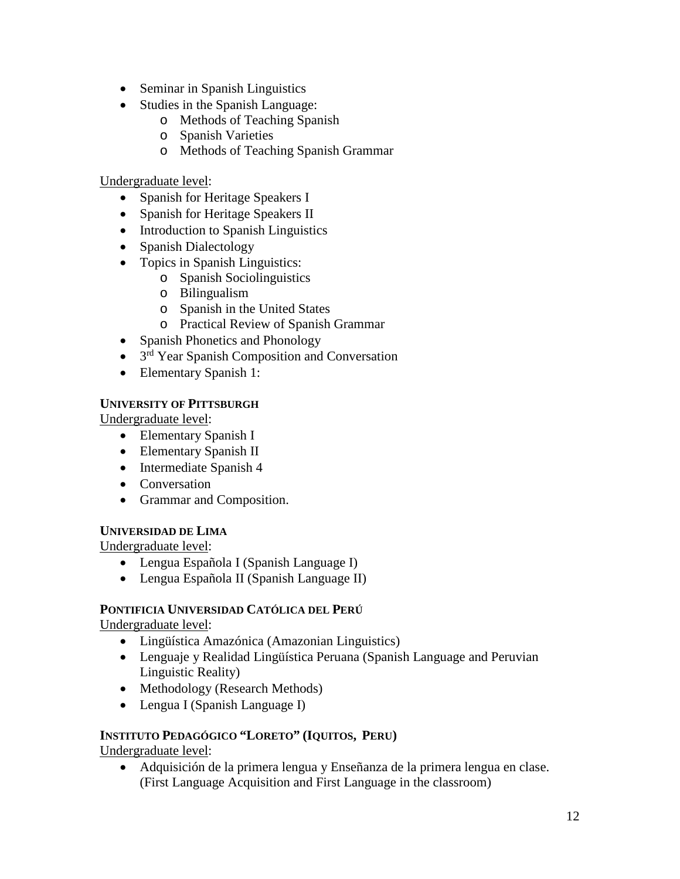- Seminar in Spanish Linguistics
- Studies in the Spanish Language:
    - Methods of Teaching Spanish
    - Spanish Varieties
    - Methods of Teaching Spanish Grammar

Undergraduate level:

- Spanish for Heritage Speakers I
- Spanish for Heritage Speakers II
- Introduction to Spanish Linguistics
- Spanish Dialectology
- Topics in Spanish Linguistics:
    - Spanish Sociolinguistics
    - Bilingualism
    - Spanish in the United States
    - Practical Review of Spanish Grammar
- Spanish Phonetics and Phonology
- 3rd Year Spanish Composition and Conversation
- Elementary Spanish 1:

**UNIVERSITY OF PITTSBURGH**

Undergraduate level:

- Elementary Spanish I
- Elementary Spanish II
- Intermediate Spanish 4
- Conversation
- Grammar and Composition.

**UNIVERSIDAD DE LIMA**

Undergraduate level:

- Lengua Española I (Spanish Language I)
- Lengua Española II (Spanish Language II)

**PONTIFICIA UNIVERSIDAD CATÓLICA DEL PERÚ**

Undergraduate level:

- Lingüística Amazónica (Amazonian Linguistics)
- Lenguaje y Realidad Lingüística Peruana (Spanish Language and Peruvian Linguistic Reality)
- Methodology (Research Methods)
- Lengua I (Spanish Language I)

**INSTITUTO PEDAGÓGICO "LORETO" (IQUITOS, PERU)**

Undergraduate level:

- Adquisición de la primera lengua y Enseñanza de la primera lengua en clase. (First Language Acquisition and First Language in the classroom)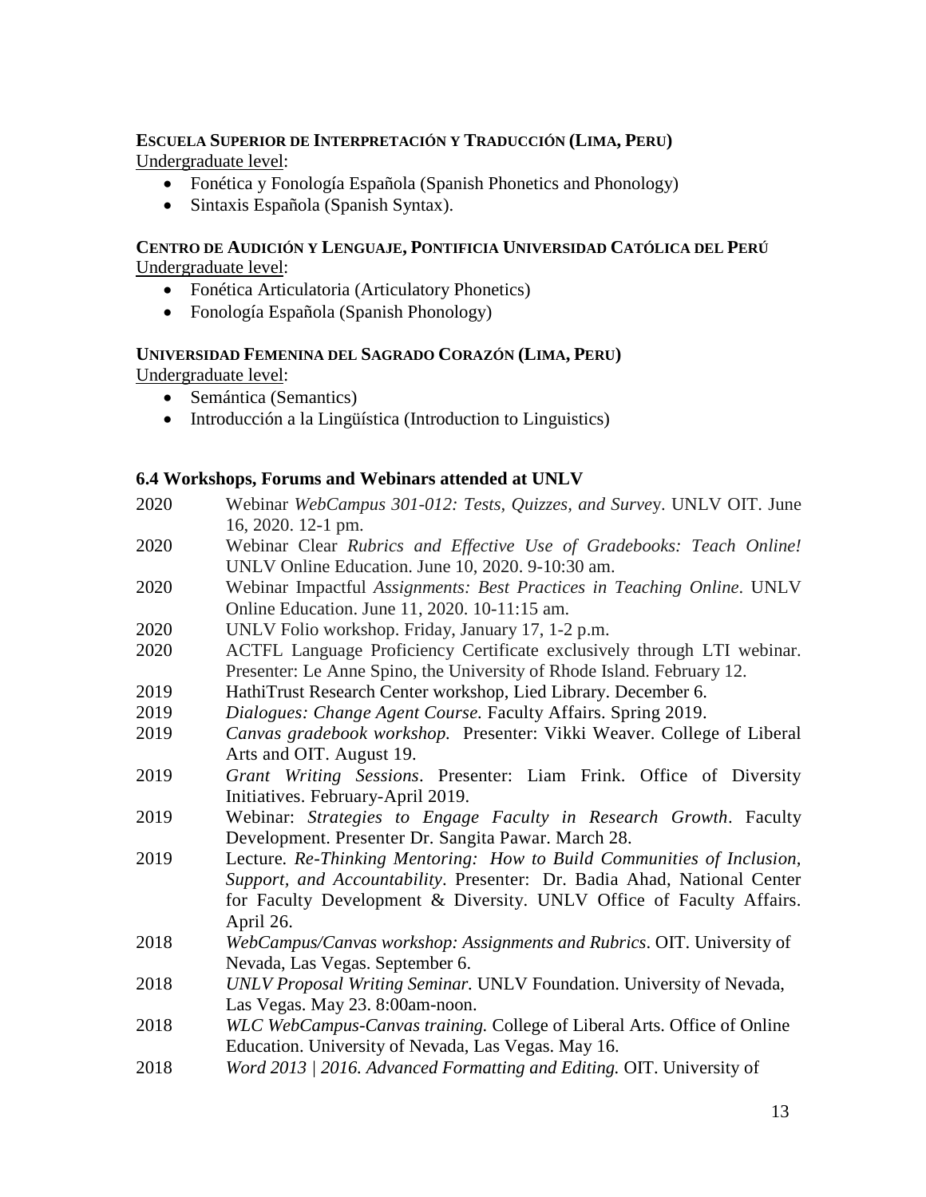**ESCUELA SUPERIOR DE INTERPRETACIÓN Y TRADUCCIÓN (LIMA, PERU)**
Undergraduate level:

- Fonética y Fonología Española (Spanish Phonetics and Phonology)
- Sintaxis Española (Spanish Syntax).

**CENTRO DE AUDICIÓN Y LENGUAJE, PONTIFICIA UNIVERSIDAD CATÓLICA DEL PERÚ**
Undergraduate level:

- Fonética Articulatoria (Articulatory Phonetics)
- Fonología Española (Spanish Phonology)

**UNIVERSIDAD FEMENINA DEL SAGRADO CORAZÓN (LIMA, PERU)**
Undergraduate level:

- Semántica (Semantics)
- Introducción a la Lingüística (Introduction to Linguistics)

### 6.4 Workshops, Forums and Webinars attended at UNLV

2020 Webinar *WebCampus 301-012: Tests, Quizzes, and Surve*y. UNLV OIT. June 16, 2020. 12-1 pm.

2020 Webinar Clear *Rubrics and Effective Use of Gradebooks: Teach Online!* UNLV Online Education. June 10, 2020. 9-10:30 am.

2020 Webinar Impactful *Assignments: Best Practices in Teaching Online*. UNLV Online Education. June 11, 2020. 10-11:15 am.

2020 UNLV Folio workshop. Friday, January 17, 1-2 p.m.

2020 ACTFL Language Proficiency Certificate exclusively through LTI webinar. Presenter: Le Anne Spino, the University of Rhode Island. February 12.

2019 HathiTrust Research Center workshop, Lied Library. December 6.

2019 *Dialogues: Change Agent Course.* Faculty Affairs. Spring 2019.

2019 *Canvas gradebook workshop.* Presenter: Vikki Weaver. College of Liberal Arts and OIT. August 19.

2019 *Grant Writing Sessions*. Presenter: Liam Frink. Office of Diversity Initiatives. February-April 2019.

2019 Webinar: *Strategies to Engage Faculty in Research Growth*. Faculty Development. Presenter Dr. Sangita Pawar. March 28.

2019 Lecture. *Re-Thinking Mentoring: How to Build Communities of Inclusion, Support, and Accountability*. Presenter: Dr. Badia Ahad, National Center for Faculty Development & Diversity. UNLV Office of Faculty Affairs. April 26.

2018 *WebCampus/Canvas workshop: Assignments and Rubrics*. OIT. University of Nevada, Las Vegas. September 6.

2018 *UNLV Proposal Writing Seminar*. UNLV Foundation. University of Nevada, Las Vegas. May 23. 8:00am-noon.

2018 *WLC WebCampus-Canvas training.* College of Liberal Arts. Office of Online Education. University of Nevada, Las Vegas. May 16.

2018 *Word 2013 | 2016. Advanced Formatting and Editing.* OIT. University of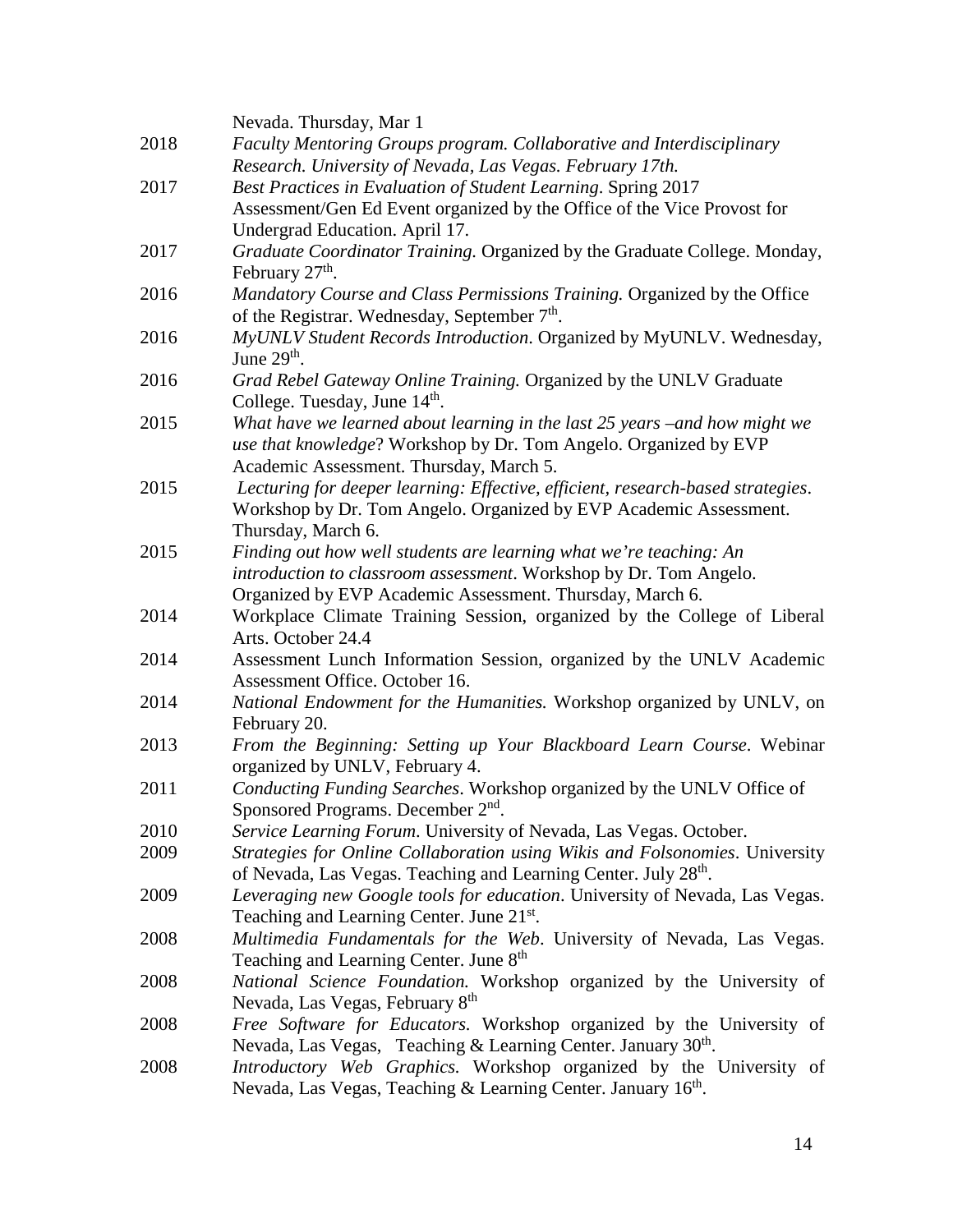Nevada. Thursday, Mar 1

2018 *Faculty Mentoring Groups program. Collaborative and Interdisciplinary Research. University of Nevada, Las Vegas. February 17th.*

2017 *Best Practices in Evaluation of Student Learning*. Spring 2017 Assessment/Gen Ed Event organized by the Office of the Vice Provost for Undergrad Education. April 17.

2017 *Graduate Coordinator Training.* Organized by the Graduate College. Monday, February 27th.

2016 *Mandatory Course and Class Permissions Training.* Organized by the Office of the Registrar. Wednesday, September 7th.

2016 *MyUNLV Student Records Introduction*. Organized by MyUNLV. Wednesday, June 29th.

2016 *Grad Rebel Gateway Online Training.* Organized by the UNLV Graduate College. Tuesday, June 14th.

2015 *What have we learned about learning in the last 25 years –and how might we use that knowledge*? Workshop by Dr. Tom Angelo. Organized by EVP Academic Assessment. Thursday, March 5.

2015 *Lecturing for deeper learning: Effective, efficient, research-based strategies*. Workshop by Dr. Tom Angelo. Organized by EVP Academic Assessment. Thursday, March 6.

2015 *Finding out how well students are learning what we're teaching: An introduction to classroom assessment*. Workshop by Dr. Tom Angelo. Organized by EVP Academic Assessment. Thursday, March 6.

2014 Workplace Climate Training Session, organized by the College of Liberal Arts. October 24.4

2014 Assessment Lunch Information Session, organized by the UNLV Academic Assessment Office. October 16.

2014 *National Endowment for the Humanities.* Workshop organized by UNLV, on February 20.

2013 *From the Beginning: Setting up Your Blackboard Learn Course*. Webinar organized by UNLV, February 4.

2011 *Conducting Funding Searches*. Workshop organized by the UNLV Office of Sponsored Programs. December 2nd.

2010 *Service Learning Forum*. University of Nevada, Las Vegas. October.

2009 *Strategies for Online Collaboration using Wikis and Folsonomies*. University of Nevada, Las Vegas. Teaching and Learning Center. July 28th.

2009 *Leveraging new Google tools for education*. University of Nevada, Las Vegas. Teaching and Learning Center. June 21st.

2008 *Multimedia Fundamentals for the Web*. University of Nevada, Las Vegas. Teaching and Learning Center. June 8th

2008 *National Science Foundation.* Workshop organized by the University of Nevada, Las Vegas, February 8th

2008 *Free Software for Educators.* Workshop organized by the University of Nevada, Las Vegas, Teaching & Learning Center. January 30th.

2008 *Introductory Web Graphics.* Workshop organized by the University of Nevada, Las Vegas, Teaching & Learning Center. January 16th.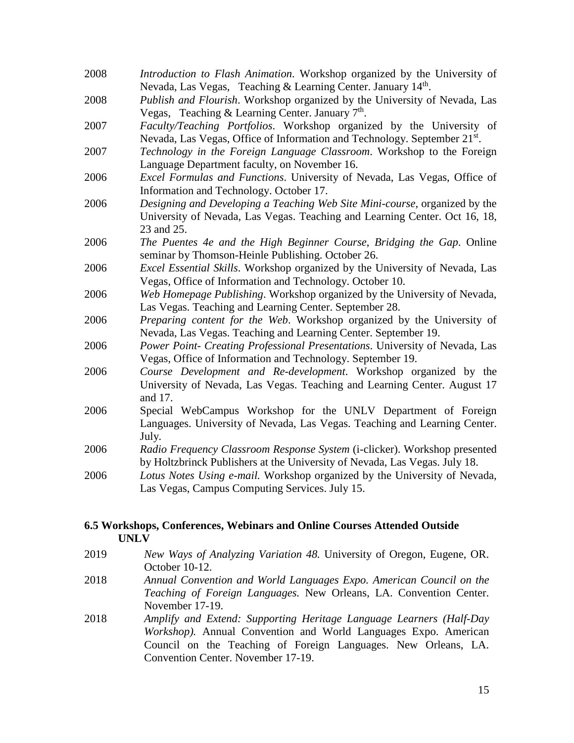2008 *Introduction to Flash Animation*. Workshop organized by the University of Nevada, Las Vegas, Teaching & Learning Center. January 14th.

2008 *Publish and Flourish*. Workshop organized by the University of Nevada, Las Vegas, Teaching & Learning Center. January 7th.

2007 *Faculty/Teaching Portfolios*. Workshop organized by the University of Nevada, Las Vegas, Office of Information and Technology. September 21st.

2007 *Technology in the Foreign Language Classroom*. Workshop to the Foreign Language Department faculty, on November 16.

2006 *Excel Formulas and Functions*. University of Nevada, Las Vegas, Office of Information and Technology. October 17.

2006 *Designing and Developing a Teaching Web Site Mini-course*, organized by the University of Nevada, Las Vegas. Teaching and Learning Center. Oct 16, 18, 23 and 25.

2006 *The Puentes 4e and the High Beginner Course, Bridging the Gap*. Online seminar by Thomson-Heinle Publishing. October 26.

2006 *Excel Essential Skills*. Workshop organized by the University of Nevada, Las Vegas, Office of Information and Technology. October 10.

2006 *Web Homepage Publishing*. Workshop organized by the University of Nevada, Las Vegas. Teaching and Learning Center. September 28.

2006 *Preparing content for the Web*. Workshop organized by the University of Nevada, Las Vegas. Teaching and Learning Center. September 19.

2006 *Power Point- Creating Professional Presentations*. University of Nevada, Las Vegas, Office of Information and Technology. September 19.

2006 *Course Development and Re-development*. Workshop organized by the University of Nevada, Las Vegas. Teaching and Learning Center. August 17 and 17.

2006 Special WebCampus Workshop for the UNLV Department of Foreign Languages. University of Nevada, Las Vegas. Teaching and Learning Center. July.

2006 *Radio Frequency Classroom Response System* (i-clicker). Workshop presented by Holtzbrinck Publishers at the University of Nevada, Las Vegas. July 18.

2006 *Lotus Notes Using e-mail.* Workshop organized by the University of Nevada, Las Vegas, Campus Computing Services. July 15.

**6.5 Workshops, Conferences, Webinars and Online Courses Attended Outside UNLV**

2019 *New Ways of Analyzing Variation 48.* University of Oregon, Eugene, OR. October 10-12.

2018 *Annual Convention and World Languages Expo. American Council on the Teaching of Foreign Languages.* New Orleans, LA. Convention Center. November 17-19.

2018 *Amplify and Extend: Supporting Heritage Language Learners (Half-Day Workshop).* Annual Convention and World Languages Expo. American Council on the Teaching of Foreign Languages. New Orleans, LA. Convention Center. November 17-19.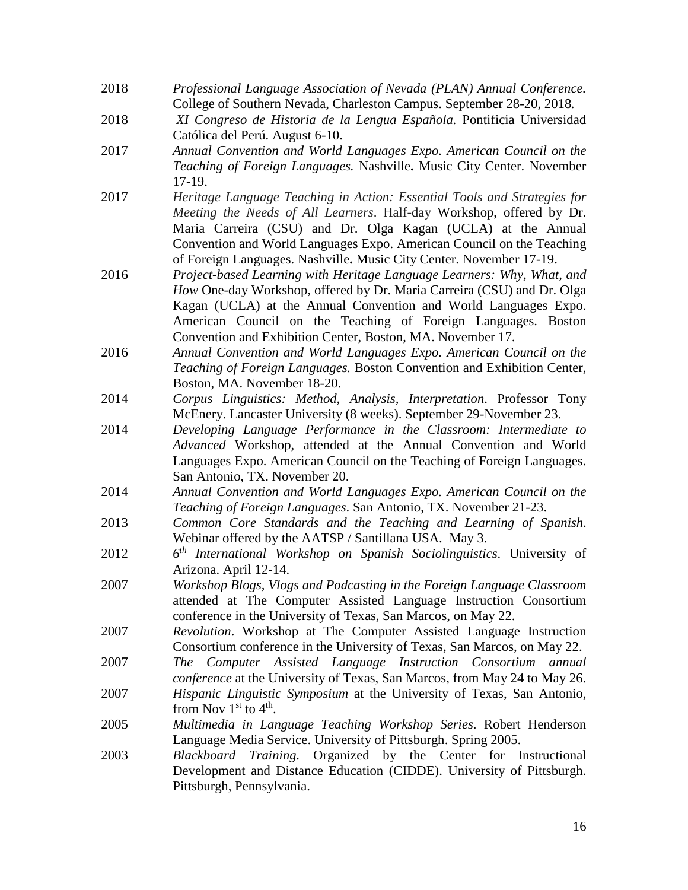2018 *Professional Language Association of Nevada (PLAN) Annual Conference.* College of Southern Nevada, Charleston Campus. September 28-20, 2018.

2018 *XI Congreso de Historia de la Lengua Española.* Pontificia Universidad Católica del Perú. August 6-10.

2017 *Annual Convention and World Languages Expo. American Council on the Teaching of Foreign Languages.* Nashville**.** Music City Center. November 17-19.

2017 *Heritage Language Teaching in Action: Essential Tools and Strategies for Meeting the Needs of All Learners*. Half-day Workshop, offered by Dr. Maria Carreira (CSU) and Dr. Olga Kagan (UCLA) at the Annual Convention and World Languages Expo. American Council on the Teaching of Foreign Languages. Nashville**.** Music City Center. November 17-19.

2016 *Project-based Learning with Heritage Language Learners: Why, What, and How* One-day Workshop, offered by Dr. Maria Carreira (CSU) and Dr. Olga Kagan (UCLA) at the Annual Convention and World Languages Expo. American Council on the Teaching of Foreign Languages. Boston Convention and Exhibition Center, Boston, MA. November 17.

2016 *Annual Convention and World Languages Expo. American Council on the Teaching of Foreign Languages.* Boston Convention and Exhibition Center, Boston, MA. November 18-20.

2014 *Corpus Linguistics: Method, Analysis, Interpretation*. Professor Tony McEnery. Lancaster University (8 weeks). September 29-November 23.

2014 *Developing Language Performance in the Classroom: Intermediate to Advanced* Workshop, attended at the Annual Convention and World Languages Expo. American Council on the Teaching of Foreign Languages. San Antonio, TX. November 20.

2014 *Annual Convention and World Languages Expo. American Council on the Teaching of Foreign Languages*. San Antonio, TX. November 21-23.

2013 *Common Core Standards and the Teaching and Learning of Spanish*. Webinar offered by the AATSP / Santillana USA. May 3.

2012 *6th International Workshop on Spanish Sociolinguistics*. University of Arizona. April 12-14.

2007 *Workshop Blogs, Vlogs and Podcasting in the Foreign Language Classroom* attended at The Computer Assisted Language Instruction Consortium conference in the University of Texas, San Marcos, on May 22.

2007 *Revolution*. Workshop at The Computer Assisted Language Instruction Consortium conference in the University of Texas, San Marcos, on May 22.

2007 *The Computer Assisted Language Instruction Consortium annual conference* at the University of Texas, San Marcos, from May 24 to May 26.

2007 *Hispanic Linguistic Symposium* at the University of Texas, San Antonio, from Nov 1st to 4th.

2005 *Multimedia in Language Teaching Workshop Series*. Robert Henderson Language Media Service. University of Pittsburgh. Spring 2005.

2003 *Blackboard Training.* Organized by the Center for Instructional Development and Distance Education (CIDDE). University of Pittsburgh. Pittsburgh, Pennsylvania.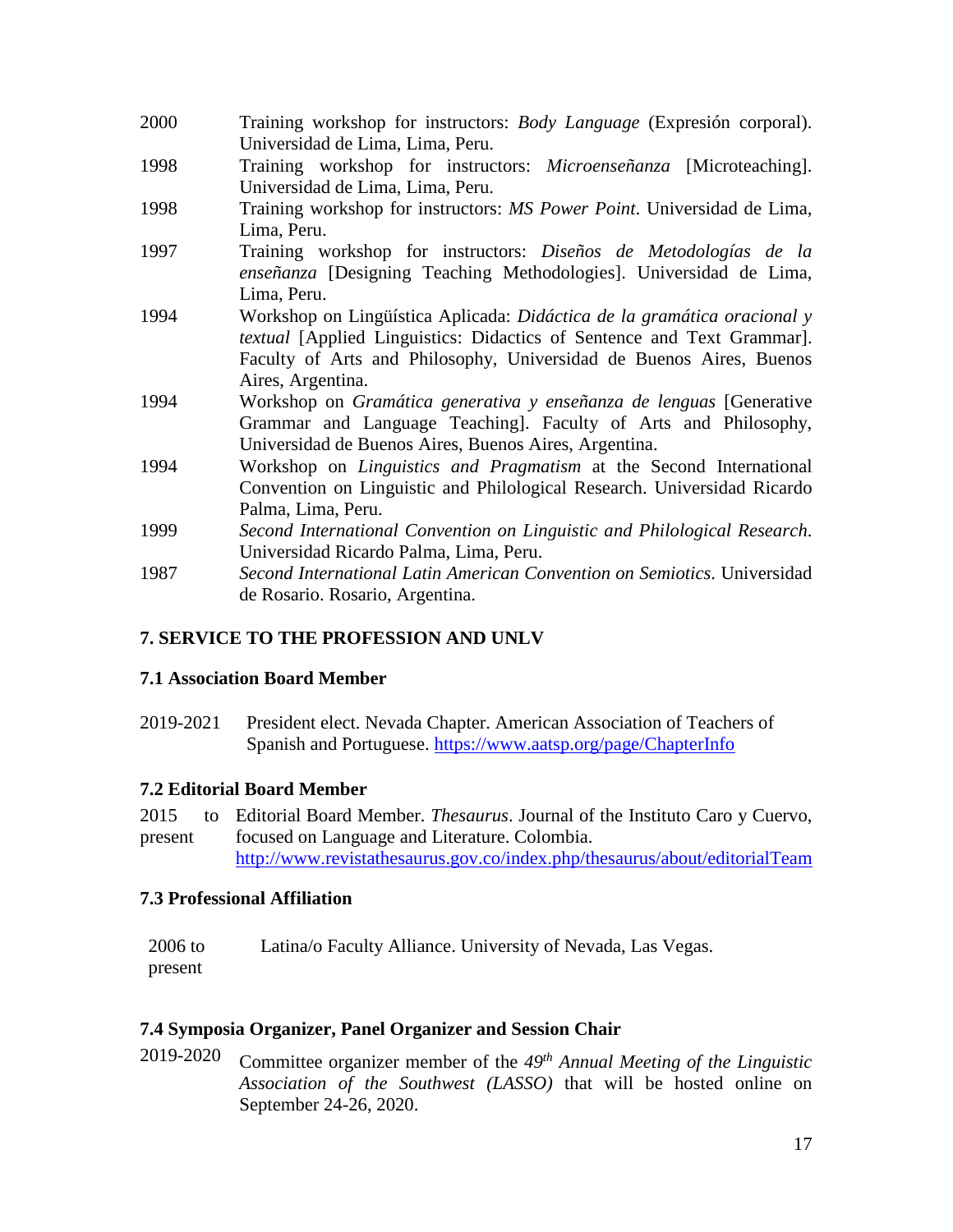2000 Training workshop for instructors: *Body Language* (Expresión corporal). Universidad de Lima, Lima, Peru.

1998 Training workshop for instructors: *Microenseñanza* [Microteaching]. Universidad de Lima, Lima, Peru.

1998 Training workshop for instructors: *MS Power Point*. Universidad de Lima, Lima, Peru.

1997 Training workshop for instructors: *Diseños de Metodologías de la enseñanza* [Designing Teaching Methodologies]. Universidad de Lima, Lima, Peru.

1994 Workshop on Lingüística Aplicada: *Didáctica de la gramática oracional y textual* [Applied Linguistics: Didactics of Sentence and Text Grammar]. Faculty of Arts and Philosophy, Universidad de Buenos Aires, Buenos Aires, Argentina.

1994 Workshop on *Gramática generativa y enseñanza de lenguas* [Generative Grammar and Language Teaching]. Faculty of Arts and Philosophy, Universidad de Buenos Aires, Buenos Aires, Argentina.

1994 Workshop on *Linguistics and Pragmatism* at the Second International Convention on Linguistic and Philological Research. Universidad Ricardo Palma, Lima, Peru.

1999 *Second International Convention on Linguistic and Philological Research*. Universidad Ricardo Palma, Lima, Peru.

1987 *Second International Latin American Convention on Semiotics*. Universidad de Rosario. Rosario, Argentina.

## 7. SERVICE TO THE PROFESSION AND UNLV

### 7.1 Association Board Member

2019-2021 President elect. Nevada Chapter. American Association of Teachers of Spanish and Portuguese. https://www.aatsp.org/page/ChapterInfo

### 7.2 Editorial Board Member

2015 to present Editorial Board Member. *Thesaurus*. Journal of the Instituto Caro y Cuervo, focused on Language and Literature. Colombia. http://www.revistathesaurus.gov.co/index.php/thesaurus/about/editorialTeam

### 7.3 Professional Affiliation

2006 to present Latina/o Faculty Alliance. University of Nevada, Las Vegas.

### 7.4 Symposia Organizer, Panel Organizer and Session Chair

2019-2020 Committee organizer member of the *49th Annual Meeting of the Linguistic Association of the Southwest (LASSO)* that will be hosted online on September 24-26, 2020.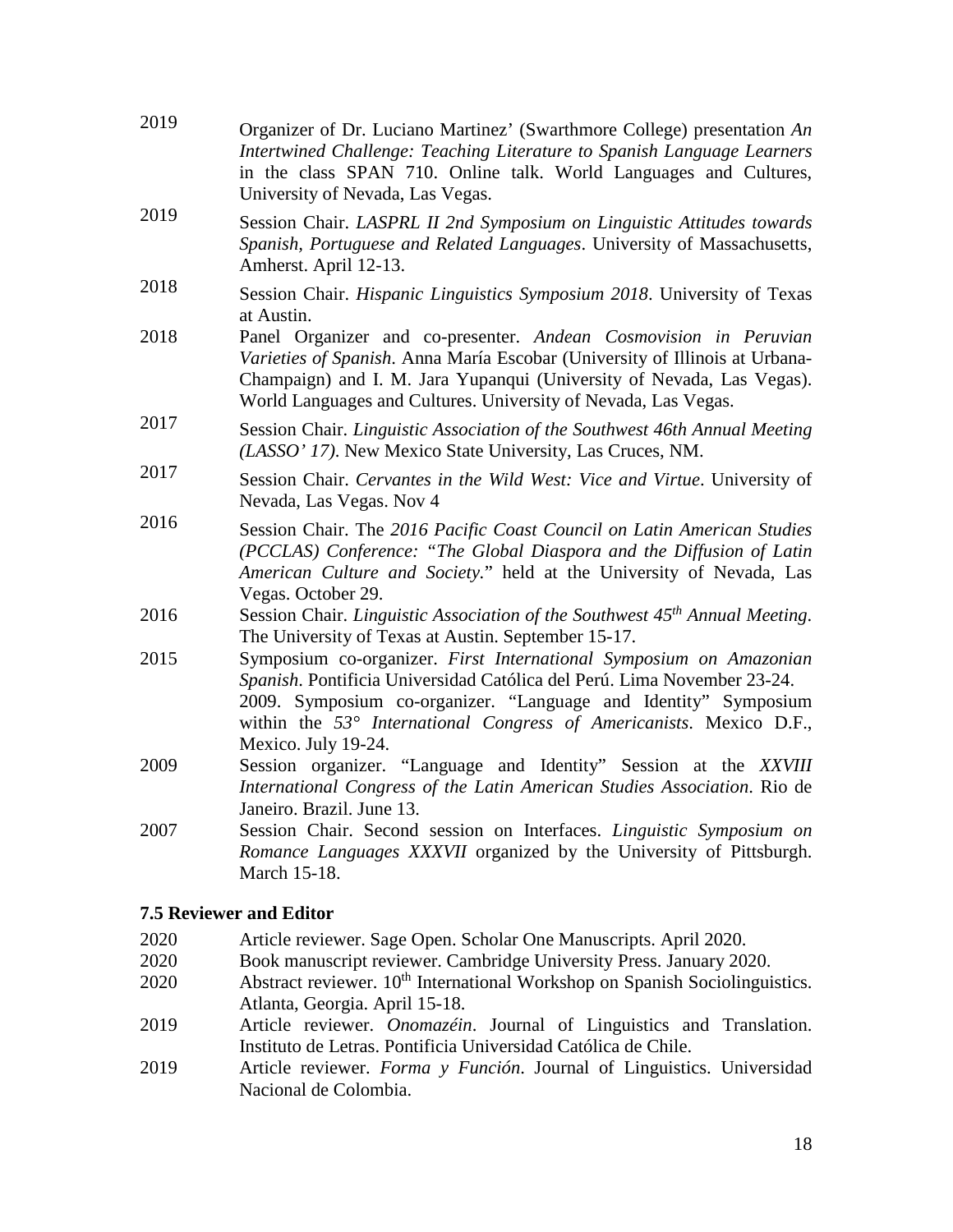2019 Organizer of Dr. Luciano Martinez' (Swarthmore College) presentation *An Intertwined Challenge: Teaching Literature to Spanish Language Learners* in the class SPAN 710. Online talk. World Languages and Cultures, University of Nevada, Las Vegas.

2019 Session Chair. *LASPRL II 2nd Symposium on Linguistic Attitudes towards Spanish, Portuguese and Related Languages*. University of Massachusetts, Amherst. April 12-13.

2018 Session Chair. *Hispanic Linguistics Symposium 2018*. University of Texas at Austin.

2018 Panel Organizer and co-presenter. *Andean Cosmovision in Peruvian Varieties of Spanish*. Anna María Escobar (University of Illinois at Urbana-Champaign) and I. M. Jara Yupanqui (University of Nevada, Las Vegas). World Languages and Cultures. University of Nevada, Las Vegas.

2017 Session Chair. *Linguistic Association of the Southwest 46th Annual Meeting (LASSO' 17)*. New Mexico State University, Las Cruces, NM.

2017 Session Chair. *Cervantes in the Wild West: Vice and Virtue*. University of Nevada, Las Vegas. Nov 4

2016 Session Chair. The *2016 Pacific Coast Council on Latin American Studies (PCCLAS) Conference: "The Global Diaspora and the Diffusion of Latin American Culture and Society.*" held at the University of Nevada, Las Vegas. October 29.

2016 Session Chair. *Linguistic Association of the Southwest 45th Annual Meeting*. The University of Texas at Austin. September 15-17.

2015 Symposium co-organizer. *First International Symposium on Amazonian Spanish*. Pontificia Universidad Católica del Perú. Lima November 23-24. 2009. Symposium co-organizer. "Language and Identity" Symposium within the *53° International Congress of Americanists*. Mexico D.F., Mexico. July 19-24.

2009 Session organizer. "Language and Identity" Session at the *XXVIII International Congress of the Latin American Studies Association*. Rio de Janeiro. Brazil. June 13.

2007 Session Chair. Second session on Interfaces. *Linguistic Symposium on Romance Languages XXXVII* organized by the University of Pittsburgh. March 15-18.

### 7.5 Reviewer and Editor

2020 Article reviewer. Sage Open. Scholar One Manuscripts. April 2020.

2020 Book manuscript reviewer. Cambridge University Press. January 2020.

2020 Abstract reviewer. 10th International Workshop on Spanish Sociolinguistics. Atlanta, Georgia. April 15-18.

2019 Article reviewer. *Onomazéin*. Journal of Linguistics and Translation. Instituto de Letras. Pontificia Universidad Católica de Chile.

2019 Article reviewer. *Forma y Función*. Journal of Linguistics. Universidad Nacional de Colombia.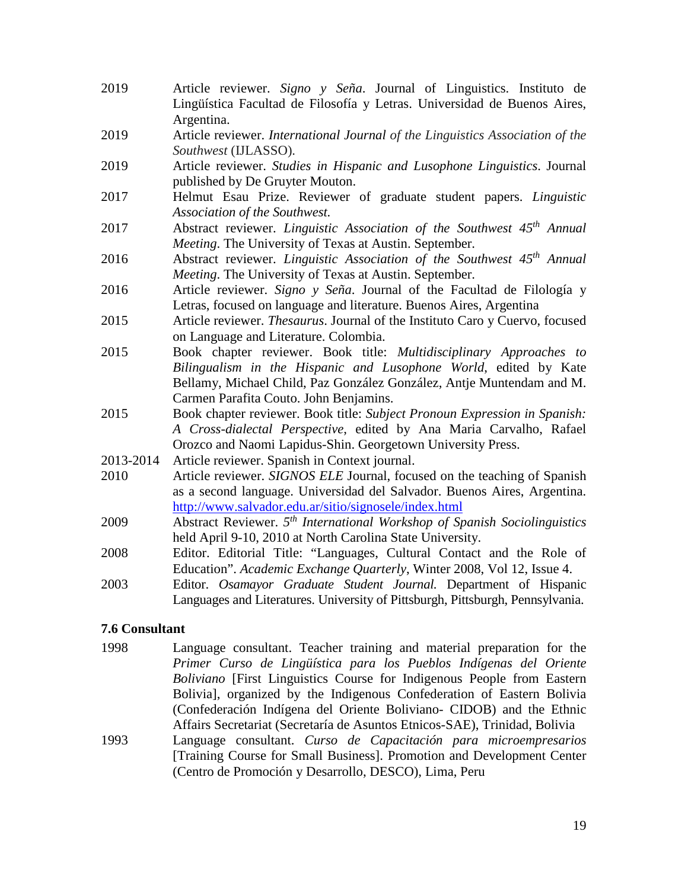2019 Article reviewer. *Signo y Seña*. Journal of Linguistics. Instituto de Lingüística Facultad de Filosofía y Letras. Universidad de Buenos Aires, Argentina.

2019 Article reviewer. *International Journal of the Linguistics Association of the Southwest* (IJLASSO).

2019 Article reviewer. *Studies in Hispanic and Lusophone Linguistics*. Journal published by De Gruyter Mouton.

2017 Helmut Esau Prize. Reviewer of graduate student papers. *Linguistic Association of the Southwest.*

2017 Abstract reviewer. *Linguistic Association of the Southwest 45th Annual Meeting*. The University of Texas at Austin. September.

2016 Abstract reviewer. *Linguistic Association of the Southwest 45th Annual Meeting*. The University of Texas at Austin. September.

2016 Article reviewer. *Signo y Seña*. Journal of the Facultad de Filología y Letras, focused on language and literature. Buenos Aires, Argentina

2015 Article reviewer. *Thesaurus*. Journal of the Instituto Caro y Cuervo, focused on Language and Literature. Colombia.

2015 Book chapter reviewer. Book title: *Multidisciplinary Approaches to Bilingualism in the Hispanic and Lusophone World*, edited by Kate Bellamy, Michael Child, Paz González González, Antje Muntendam and M. Carmen Parafita Couto. John Benjamins.

2015 Book chapter reviewer. Book title: *Subject Pronoun Expression in Spanish: A Cross-dialectal Perspective*, edited by Ana Maria Carvalho, Rafael Orozco and Naomi Lapidus-Shin. Georgetown University Press.

2013-2014 Article reviewer. Spanish in Context journal.

2010 Article reviewer. *SIGNOS ELE* Journal, focused on the teaching of Spanish as a second language. Universidad del Salvador. Buenos Aires, Argentina. http://www.salvador.edu.ar/sitio/signosele/index.html

2009 Abstract Reviewer. *5th International Workshop of Spanish Sociolinguistics* held April 9-10, 2010 at North Carolina State University.

2008 Editor. Editorial Title: "Languages, Cultural Contact and the Role of Education". *Academic Exchange Quarterly*, Winter 2008, Vol 12, Issue 4.

2003 Editor. *Osamayor Graduate Student Journal.* Department of Hispanic Languages and Literatures. University of Pittsburgh, Pittsburgh, Pennsylvania.

### 7.6 Consultant

1998 Language consultant. Teacher training and material preparation for the *Primer Curso de Lingüística para los Pueblos Indígenas del Oriente Boliviano* [First Linguistics Course for Indigenous People from Eastern Bolivia], organized by the Indigenous Confederation of Eastern Bolivia (Confederación Indígena del Oriente Boliviano- CIDOB) and the Ethnic Affairs Secretariat (Secretaría de Asuntos Etnicos-SAE), Trinidad, Bolivia

1993 Language consultant. *Curso de Capacitación para microempresarios* [Training Course for Small Business]. Promotion and Development Center (Centro de Promoción y Desarrollo, DESCO), Lima, Peru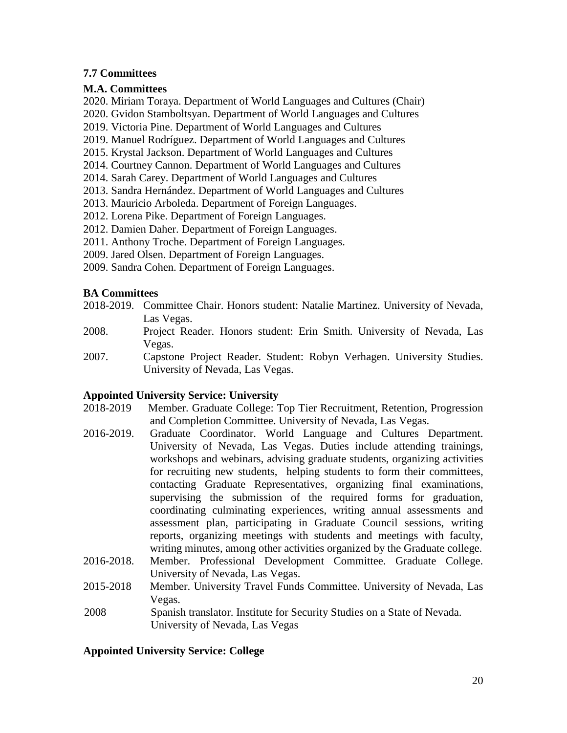### 7.7 Committees

**M.A. Committees**

2020. Miriam Toraya. Department of World Languages and Cultures (Chair)
2020. Gvidon Stamboltsyan. Department of World Languages and Cultures
2019. Victoria Pine. Department of World Languages and Cultures
2019. Manuel Rodríguez. Department of World Languages and Cultures
2015. Krystal Jackson. Department of World Languages and Cultures
2014. Courtney Cannon. Department of World Languages and Cultures
2014. Sarah Carey. Department of World Languages and Cultures
2013. Sandra Hernández. Department of World Languages and Cultures
2013. Mauricio Arboleda. Department of Foreign Languages.
2012. Lorena Pike. Department of Foreign Languages.
2012. Damien Daher. Department of Foreign Languages.
2011. Anthony Troche. Department of Foreign Languages.
2009. Jared Olsen. Department of Foreign Languages.
2009. Sandra Cohen. Department of Foreign Languages.

**BA Committees**

2018-2019. Committee Chair. Honors student: Natalie Martinez. University of Nevada, Las Vegas.
2008. Project Reader. Honors student: Erin Smith. University of Nevada, Las Vegas.
2007. Capstone Project Reader. Student: Robyn Verhagen. University Studies. University of Nevada, Las Vegas.

**Appointed University Service: University**

2018-2019 Member. Graduate College: Top Tier Recruitment, Retention, Progression and Completion Committee. University of Nevada, Las Vegas.
2016-2019. Graduate Coordinator. World Language and Cultures Department. University of Nevada, Las Vegas. Duties include attending trainings, workshops and webinars, advising graduate students, organizing activities for recruiting new students, helping students to form their committees, contacting Graduate Representatives, organizing final examinations, supervising the submission of the required forms for graduation, coordinating culminating experiences, writing annual assessments and assessment plan, participating in Graduate Council sessions, writing reports, organizing meetings with students and meetings with faculty, writing minutes, among other activities organized by the Graduate college.
2016-2018. Member. Professional Development Committee. Graduate College. University of Nevada, Las Vegas.
2015-2018 Member. University Travel Funds Committee. University of Nevada, Las Vegas.
2008 Spanish translator. Institute for Security Studies on a State of Nevada. University of Nevada, Las Vegas

**Appointed University Service: College**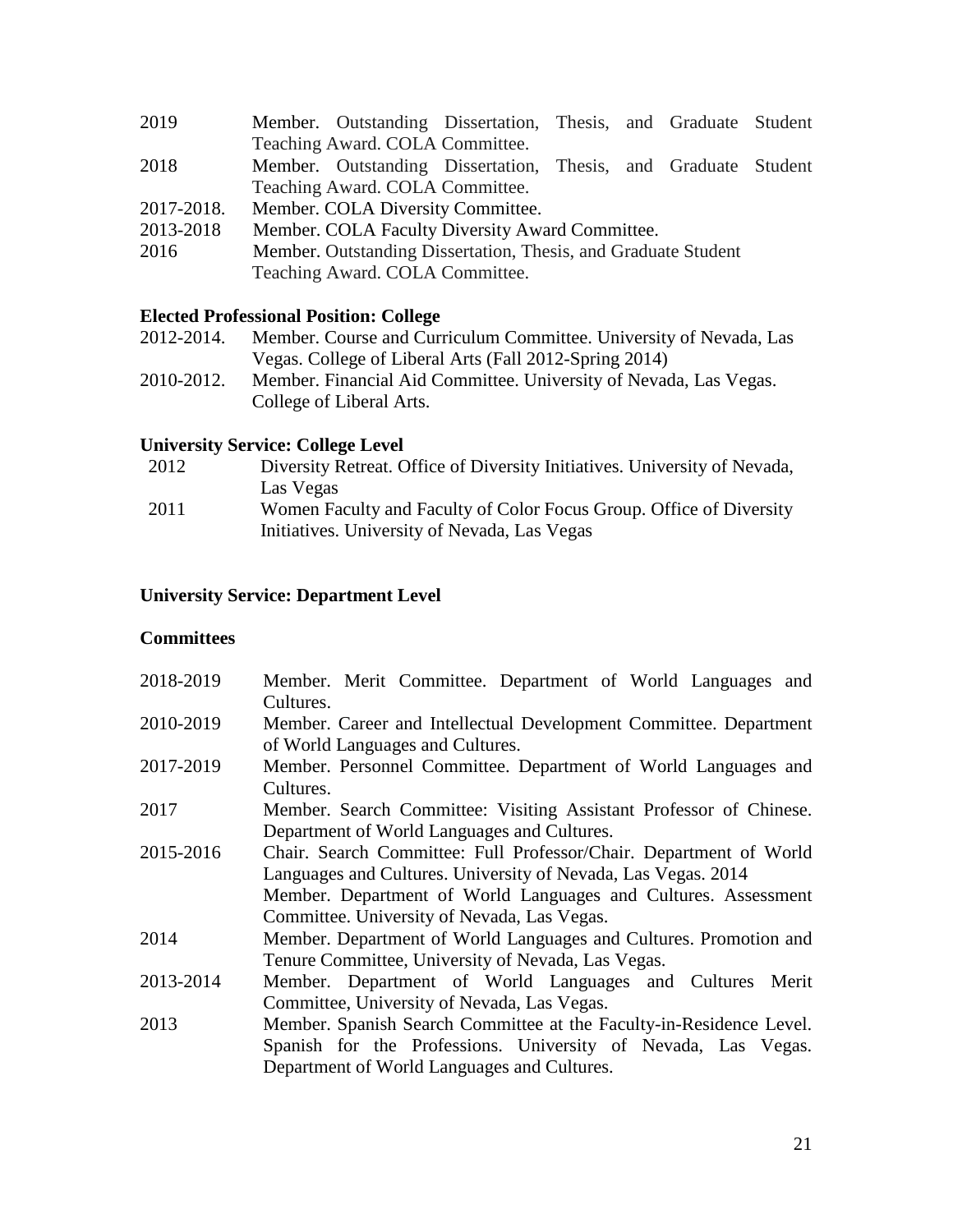2019 Member. Outstanding Dissertation, Thesis, and Graduate Student Teaching Award. COLA Committee.

2018 Member. Outstanding Dissertation, Thesis, and Graduate Student Teaching Award. COLA Committee.

2017-2018. Member. COLA Diversity Committee.

2013-2018 Member. COLA Faculty Diversity Award Committee.

2016 Member. Outstanding Dissertation, Thesis, and Graduate Student Teaching Award. COLA Committee.

**Elected Professional Position: College**

2012-2014. Member. Course and Curriculum Committee. University of Nevada, Las Vegas. College of Liberal Arts (Fall 2012-Spring 2014)

2010-2012. Member. Financial Aid Committee. University of Nevada, Las Vegas. College of Liberal Arts.

**University Service: College Level**

2012 Diversity Retreat. Office of Diversity Initiatives. University of Nevada, Las Vegas

2011 Women Faculty and Faculty of Color Focus Group. Office of Diversity Initiatives. University of Nevada, Las Vegas

**University Service: Department Level**

**Committees**

2018-2019 Member. Merit Committee. Department of World Languages and Cultures.

2010-2019 Member. Career and Intellectual Development Committee. Department of World Languages and Cultures.

2017-2019 Member. Personnel Committee. Department of World Languages and Cultures.

2017 Member. Search Committee: Visiting Assistant Professor of Chinese. Department of World Languages and Cultures.

2015-2016 Chair. Search Committee: Full Professor/Chair. Department of World Languages and Cultures. University of Nevada, Las Vegas. 2014 Member. Department of World Languages and Cultures. Assessment Committee. University of Nevada, Las Vegas.

2014 Member. Department of World Languages and Cultures. Promotion and Tenure Committee, University of Nevada, Las Vegas.

2013-2014 Member. Department of World Languages and Cultures Merit Committee, University of Nevada, Las Vegas.

2013 Member. Spanish Search Committee at the Faculty-in-Residence Level. Spanish for the Professions. University of Nevada, Las Vegas. Department of World Languages and Cultures.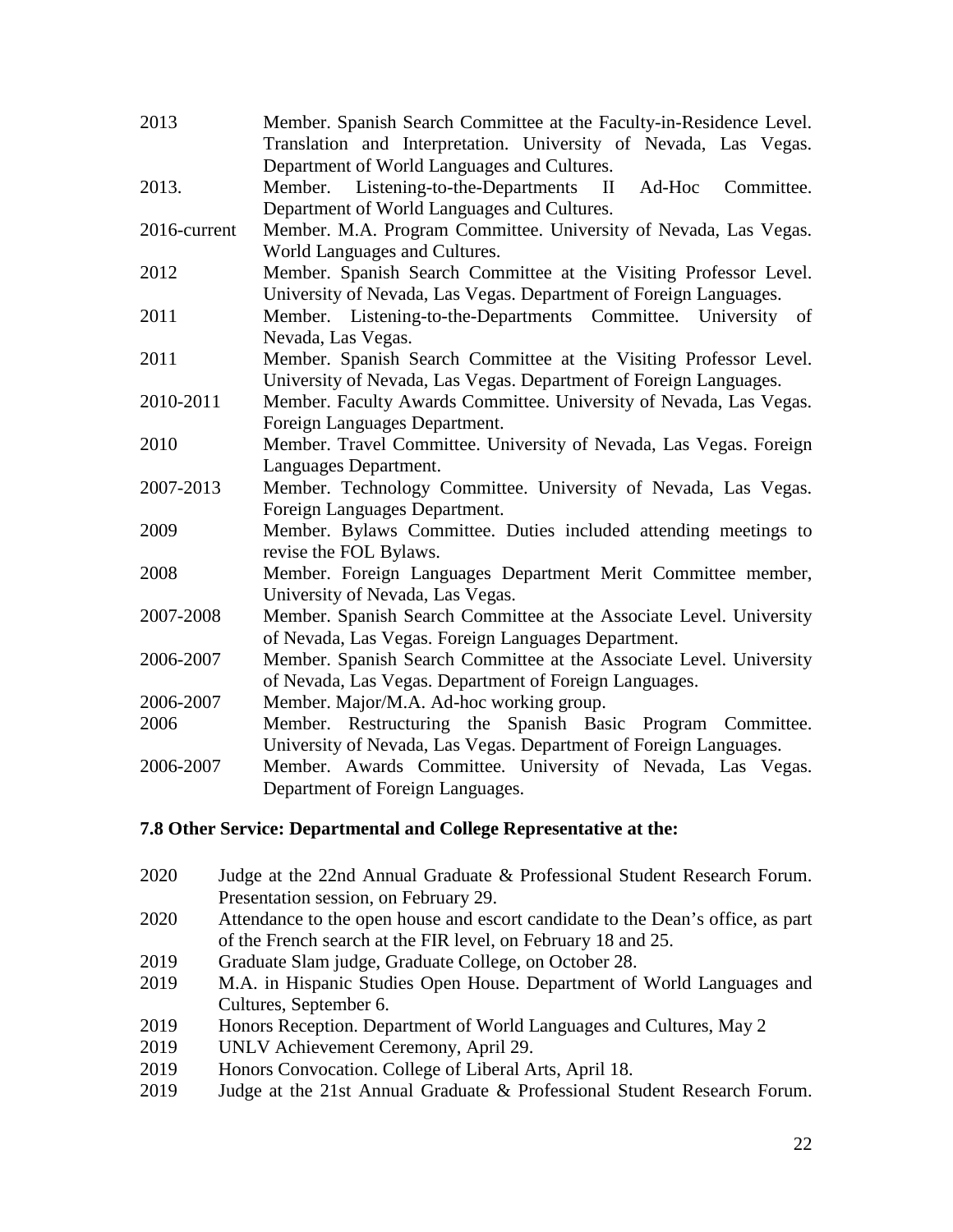2013 Member. Spanish Search Committee at the Faculty-in-Residence Level. Translation and Interpretation. University of Nevada, Las Vegas. Department of World Languages and Cultures.

2013. Member. Listening-to-the-Departments II Ad-Hoc Committee. Department of World Languages and Cultures.

2016-current Member. M.A. Program Committee. University of Nevada, Las Vegas. World Languages and Cultures.

2012 Member. Spanish Search Committee at the Visiting Professor Level. University of Nevada, Las Vegas. Department of Foreign Languages.

2011 Member. Listening-to-the-Departments Committee. University of Nevada, Las Vegas.

2011 Member. Spanish Search Committee at the Visiting Professor Level. University of Nevada, Las Vegas. Department of Foreign Languages.

2010-2011 Member. Faculty Awards Committee. University of Nevada, Las Vegas. Foreign Languages Department.

2010 Member. Travel Committee. University of Nevada, Las Vegas. Foreign Languages Department.

2007-2013 Member. Technology Committee. University of Nevada, Las Vegas. Foreign Languages Department.

2009 Member. Bylaws Committee. Duties included attending meetings to revise the FOL Bylaws.

2008 Member. Foreign Languages Department Merit Committee member, University of Nevada, Las Vegas.

2007-2008 Member. Spanish Search Committee at the Associate Level. University of Nevada, Las Vegas. Foreign Languages Department.

2006-2007 Member. Spanish Search Committee at the Associate Level. University of Nevada, Las Vegas. Department of Foreign Languages.

2006-2007 Member. Major/M.A. Ad-hoc working group.

2006 Member. Restructuring the Spanish Basic Program Committee. University of Nevada, Las Vegas. Department of Foreign Languages.

2006-2007 Member. Awards Committee. University of Nevada, Las Vegas. Department of Foreign Languages.

### 7.8 Other Service: Departmental and College Representative at the:

2020 Judge at the 22nd Annual Graduate & Professional Student Research Forum. Presentation session, on February 29.

2020 Attendance to the open house and escort candidate to the Dean's office, as part of the French search at the FIR level, on February 18 and 25.

2019 Graduate Slam judge, Graduate College, on October 28.

2019 M.A. in Hispanic Studies Open House. Department of World Languages and Cultures, September 6.

2019 Honors Reception. Department of World Languages and Cultures, May 2

2019 UNLV Achievement Ceremony, April 29.

2019 Honors Convocation. College of Liberal Arts, April 18.

2019 Judge at the 21st Annual Graduate & Professional Student Research Forum.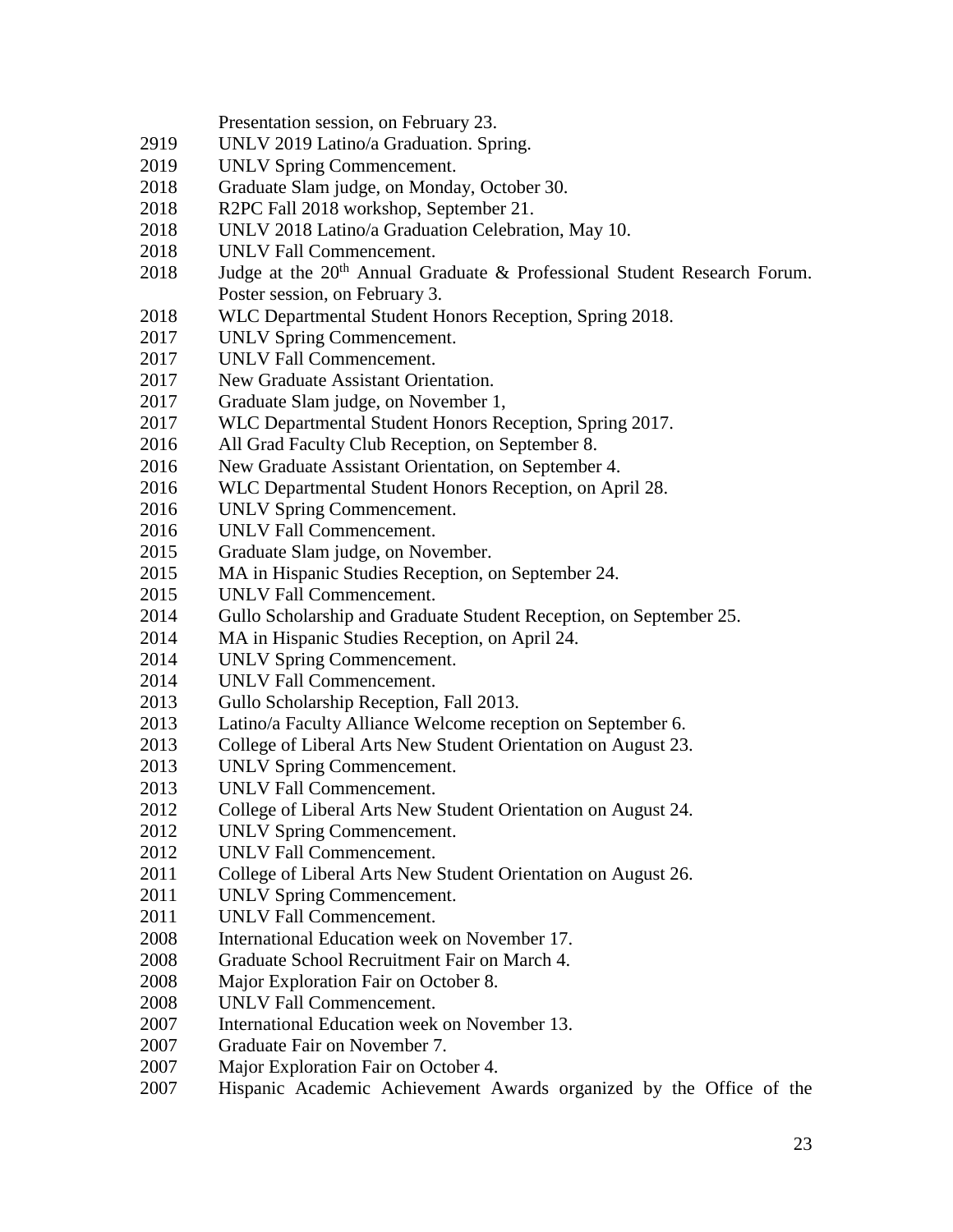Presentation session, on February 23.

2919 UNLV 2019 Latino/a Graduation. Spring.
2019 UNLV Spring Commencement.
2018 Graduate Slam judge, on Monday, October 30.
2018 R2PC Fall 2018 workshop, September 21.
2018 UNLV 2018 Latino/a Graduation Celebration, May 10.
2018 UNLV Fall Commencement.
2018 Judge at the 20th Annual Graduate & Professional Student Research Forum. Poster session, on February 3.
2018 WLC Departmental Student Honors Reception, Spring 2018.
2017 UNLV Spring Commencement.
2017 UNLV Fall Commencement.
2017 New Graduate Assistant Orientation.
2017 Graduate Slam judge, on November 1,
2017 WLC Departmental Student Honors Reception, Spring 2017.
2016 All Grad Faculty Club Reception, on September 8.
2016 New Graduate Assistant Orientation, on September 4.
2016 WLC Departmental Student Honors Reception, on April 28.
2016 UNLV Spring Commencement.
2016 UNLV Fall Commencement.
2015 Graduate Slam judge, on November.
2015 MA in Hispanic Studies Reception, on September 24.
2015 UNLV Fall Commencement.
2014 Gullo Scholarship and Graduate Student Reception, on September 25.
2014 MA in Hispanic Studies Reception, on April 24.
2014 UNLV Spring Commencement.
2014 UNLV Fall Commencement.
2013 Gullo Scholarship Reception, Fall 2013.
2013 Latino/a Faculty Alliance Welcome reception on September 6.
2013 College of Liberal Arts New Student Orientation on August 23.
2013 UNLV Spring Commencement.
2013 UNLV Fall Commencement.
2012 College of Liberal Arts New Student Orientation on August 24.
2012 UNLV Spring Commencement.
2012 UNLV Fall Commencement.
2011 College of Liberal Arts New Student Orientation on August 26.
2011 UNLV Spring Commencement.
2011 UNLV Fall Commencement.
2008 International Education week on November 17.
2008 Graduate School Recruitment Fair on March 4.
2008 Major Exploration Fair on October 8.
2008 UNLV Fall Commencement.
2007 International Education week on November 13.
2007 Graduate Fair on November 7.
2007 Major Exploration Fair on October 4.
2007 Hispanic Academic Achievement Awards organized by the Office of the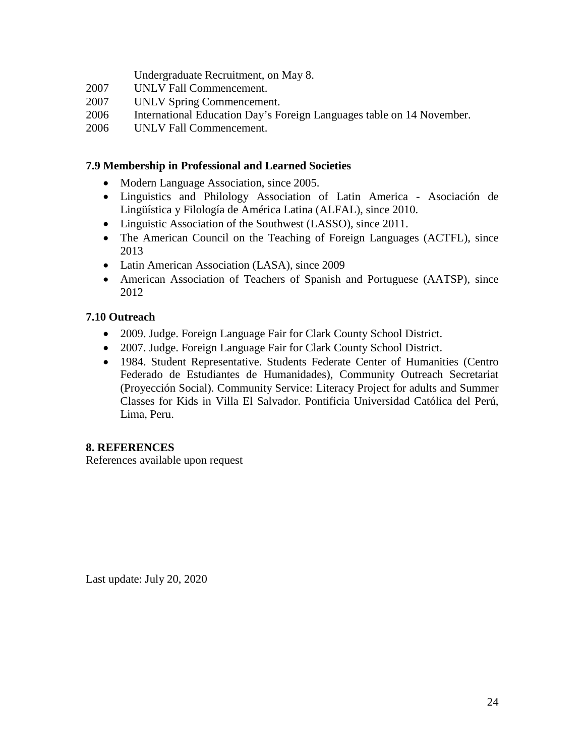Undergraduate Recruitment, on May 8.

2007 UNLV Fall Commencement.
2007 UNLV Spring Commencement.
2006 International Education Day's Foreign Languages table on 14 November.
2006 UNLV Fall Commencement.

### 7.9 Membership in Professional and Learned Societies

- Modern Language Association, since 2005.
- Linguistics and Philology Association of Latin America - Asociación de Lingüística y Filología de América Latina (ALFAL), since 2010.
- Linguistic Association of the Southwest (LASSO), since 2011.
- The American Council on the Teaching of Foreign Languages (ACTFL), since 2013
- Latin American Association (LASA), since 2009
- American Association of Teachers of Spanish and Portuguese (AATSP), since 2012

### 7.10 Outreach

- 2009. Judge. Foreign Language Fair for Clark County School District.
- 2007. Judge. Foreign Language Fair for Clark County School District.
- 1984. Student Representative. Students Federate Center of Humanities (Centro Federado de Estudiantes de Humanidades), Community Outreach Secretariat (Proyección Social). Community Service: Literacy Project for adults and Summer Classes for Kids in Villa El Salvador. Pontificia Universidad Católica del Perú, Lima, Peru.

## 8. REFERENCES

References available upon request

Last update: July 20, 2020